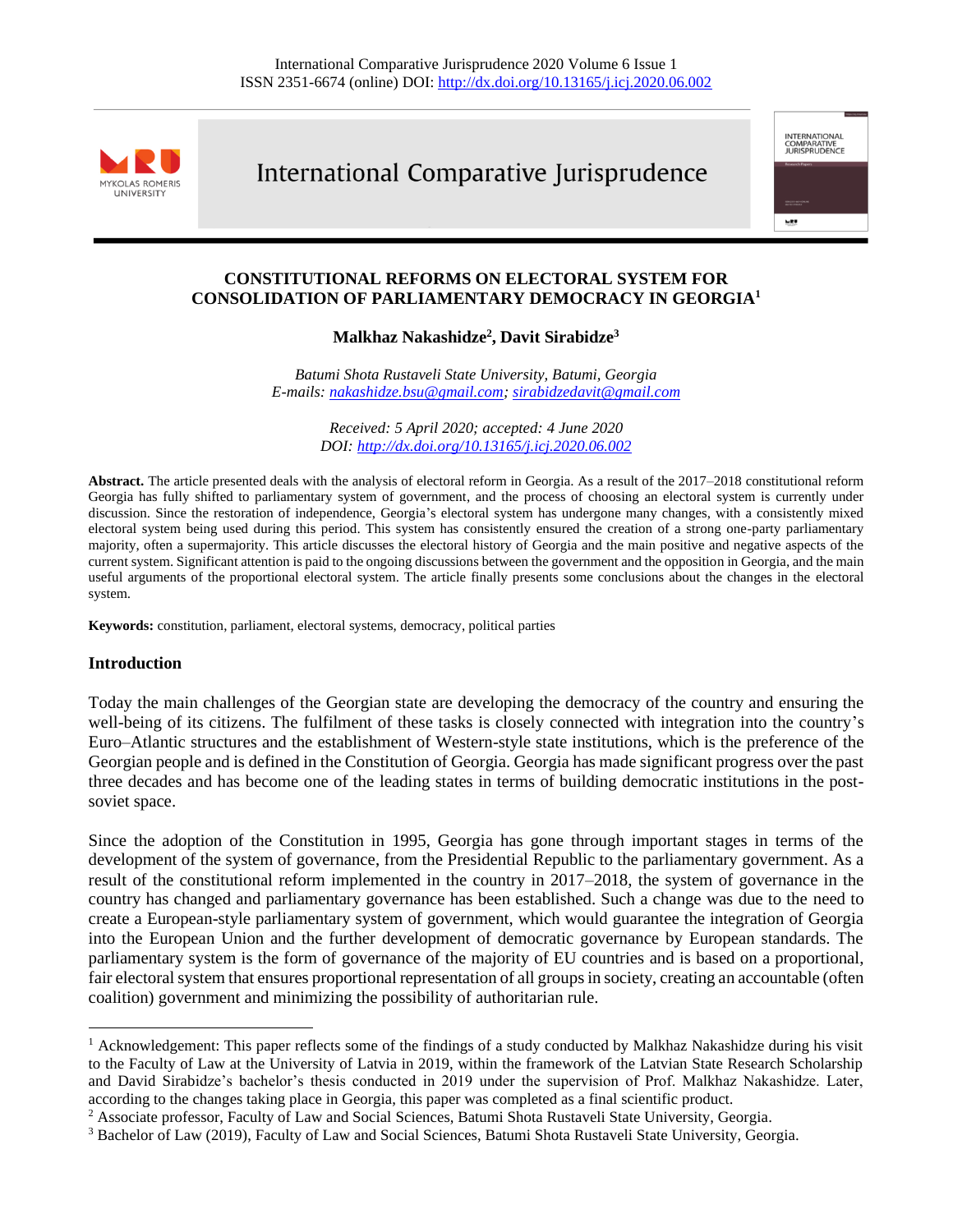# CONSTITUTIONAL REFORMS ON ELECTORAL SYSTEM FOR CONSOLIDATION OF PARLIAMENTARY DEMOCRACY IN GEORGIA[1]

**Malkhaz Nakashidze[2], Davit Sirabidze[3]**

*Batumi Shota Rustaveli State University, Batumi, Georgia*
*E-mails: nakashidze.bsu@gmail.com; sirabidzedavit@gmail.com*

*Received: 5 April 2020; accepted: 4 June 2020*
*DOI: http://dx.doi.org/10.13165/j.icj.2020.06.002*

**Abstract.** The article presented deals with the analysis of electoral reform in Georgia. As a result of the 2017–2018 constitutional reform Georgia has fully shifted to parliamentary system of government, and the process of choosing an electoral system is currently under discussion. Since the restoration of independence, Georgia's electoral system has undergone many changes, with a consistently mixed electoral system being used during this period. This system has consistently ensured the creation of a strong one-party parliamentary majority, often a supermajority. This article discusses the electoral history of Georgia and the main positive and negative aspects of the current system. Significant attention is paid to the ongoing discussions between the government and the opposition in Georgia, and the main useful arguments of the proportional electoral system. The article finally presents some conclusions about the changes in the electoral system.

**Keywords:** constitution, parliament, electoral systems, democracy, political parties

## Introduction

Today the main challenges of the Georgian state are developing the democracy of the country and ensuring the well-being of its citizens. The fulfilment of these tasks is closely connected with integration into the country's Euro–Atlantic structures and the establishment of Western-style state institutions, which is the preference of the Georgian people and is defined in the Constitution of Georgia. Georgia has made significant progress over the past three decades and has become one of the leading states in terms of building democratic institutions in the post-soviet space.

Since the adoption of the Constitution in 1995, Georgia has gone through important stages in terms of the development of the system of governance, from the Presidential Republic to the parliamentary government. As a result of the constitutional reform implemented in the country in 2017–2018, the system of governance in the country has changed and parliamentary governance has been established. Such a change was due to the need to create a European-style parliamentary system of government, which would guarantee the integration of Georgia into the European Union and the further development of democratic governance by European standards. The parliamentary system is the form of governance of the majority of EU countries and is based on a proportional, fair electoral system that ensures proportional representation of all groups in society, creating an accountable (often coalition) government and minimizing the possibility of authoritarian rule.

---

[1] Acknowledgement: This paper reflects some of the findings of a study conducted by Malkhaz Nakashidze during his visit to the Faculty of Law at the University of Latvia in 2019, within the framework of the Latvian State Research Scholarship and David Sirabidze's bachelor's thesis conducted in 2019 under the supervision of Prof. Malkhaz Nakashidze. Later, according to the changes taking place in Georgia, this paper was completed as a final scientific product.

[2] Associate professor, Faculty of Law and Social Sciences, Batumi Shota Rustaveli State University, Georgia.

[3] Bachelor of Law (2019), Faculty of Law and Social Sciences, Batumi Shota Rustaveli State University, Georgia.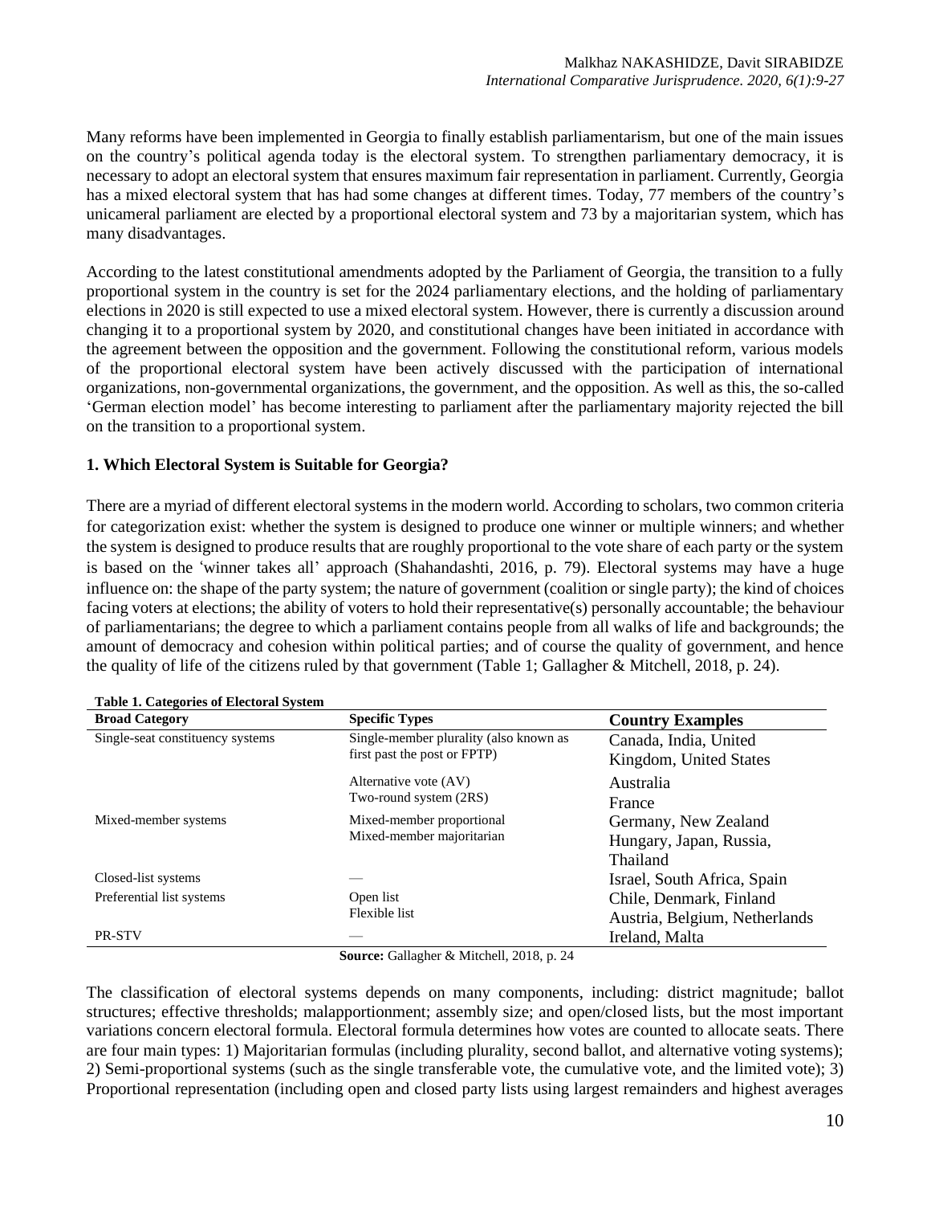Many reforms have been implemented in Georgia to finally establish parliamentarism, but one of the main issues on the country's political agenda today is the electoral system. To strengthen parliamentary democracy, it is necessary to adopt an electoral system that ensures maximum fair representation in parliament. Currently, Georgia has a mixed electoral system that has had some changes at different times. Today, 77 members of the country's unicameral parliament are elected by a proportional electoral system and 73 by a majoritarian system, which has many disadvantages.

According to the latest constitutional amendments adopted by the Parliament of Georgia, the transition to a fully proportional system in the country is set for the 2024 parliamentary elections, and the holding of parliamentary elections in 2020 is still expected to use a mixed electoral system. However, there is currently a discussion around changing it to a proportional system by 2020, and constitutional changes have been initiated in accordance with the agreement between the opposition and the government. Following the constitutional reform, various models of the proportional electoral system have been actively discussed with the participation of international organizations, non-governmental organizations, the government, and the opposition. As well as this, the so-called 'German election model' has become interesting to parliament after the parliamentary majority rejected the bill on the transition to a proportional system.

## 1. Which Electoral System is Suitable for Georgia?

There are a myriad of different electoral systems in the modern world. According to scholars, two common criteria for categorization exist: whether the system is designed to produce one winner or multiple winners; and whether the system is designed to produce results that are roughly proportional to the vote share of each party or the system is based on the 'winner takes all' approach (Shahandashti, 2016, p. 79). Electoral systems may have a huge influence on: the shape of the party system; the nature of government (coalition or single party); the kind of choices facing voters at elections; the ability of voters to hold their representative(s) personally accountable; the behaviour of parliamentarians; the degree to which a parliament contains people from all walks of life and backgrounds; the amount of democracy and cohesion within political parties; and of course the quality of government, and hence the quality of life of the citizens ruled by that government (Table 1; Gallagher & Mitchell, 2018, p. 24).

**Table 1. Categories of Electoral System**

| Broad Category | Specific Types | Country Examples |
|---|---|---|
| Single-seat constituency systems | Single-member plurality (also known as first past the post or FPTP) | Canada, India, United Kingdom, United States |
| | Alternative vote (AV) | Australia |
| | Two-round system (2RS) | France |
| Mixed-member systems | Mixed-member proportional | Germany, New Zealand |
| | Mixed-member majoritarian | Hungary, Japan, Russia, Thailand |
| Closed-list systems | — | Israel, South Africa, Spain |
| Preferential list systems | Open list | Chile, Denmark, Finland |
| | Flexible list | Austria, Belgium, Netherlands |
| PR-STV | — | Ireland, Malta |

**Source:** Gallagher & Mitchell, 2018, p. 24

The classification of electoral systems depends on many components, including: district magnitude; ballot structures; effective thresholds; malapportionment; assembly size; and open/closed lists, but the most important variations concern electoral formula. Electoral formula determines how votes are counted to allocate seats. There are four main types: 1) Majoritarian formulas (including plurality, second ballot, and alternative voting systems); 2) Semi-proportional systems (such as the single transferable vote, the cumulative vote, and the limited vote); 3) Proportional representation (including open and closed party lists using largest remainders and highest averages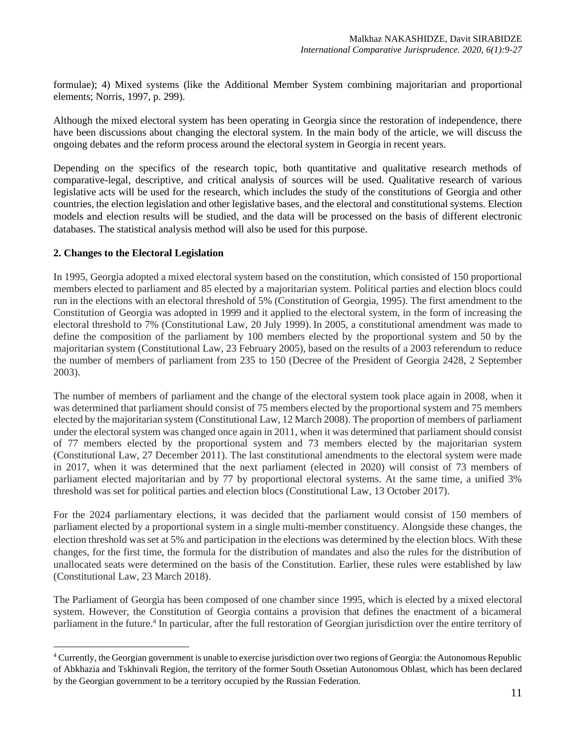formulae); 4) Mixed systems (like the Additional Member System combining majoritarian and proportional elements; Norris, 1997, p. 299).

Although the mixed electoral system has been operating in Georgia since the restoration of independence, there have been discussions about changing the electoral system. In the main body of the article, we will discuss the ongoing debates and the reform process around the electoral system in Georgia in recent years.

Depending on the specifics of the research topic, both quantitative and qualitative research methods of comparative-legal, descriptive, and critical analysis of sources will be used. Qualitative research of various legislative acts will be used for the research, which includes the study of the constitutions of Georgia and other countries, the election legislation and other legislative bases, and the electoral and constitutional systems. Election models and election results will be studied, and the data will be processed on the basis of different electronic databases. The statistical analysis method will also be used for this purpose.

**2. Changes to the Electoral Legislation**

In 1995, Georgia adopted a mixed electoral system based on the constitution, which consisted of 150 proportional members elected to parliament and 85 elected by a majoritarian system. Political parties and election blocs could run in the elections with an electoral threshold of 5% (Constitution of Georgia, 1995). The first amendment to the Constitution of Georgia was adopted in 1999 and it applied to the electoral system, in the form of increasing the electoral threshold to 7% (Constitutional Law, 20 July 1999). In 2005, a constitutional amendment was made to define the composition of the parliament by 100 members elected by the proportional system and 50 by the majoritarian system (Constitutional Law, 23 February 2005), based on the results of a 2003 referendum to reduce the number of members of parliament from 235 to 150 (Decree of the President of Georgia 2428, 2 September 2003).

The number of members of parliament and the change of the electoral system took place again in 2008, when it was determined that parliament should consist of 75 members elected by the proportional system and 75 members elected by the majoritarian system (Constitutional Law, 12 March 2008). The proportion of members of parliament under the electoral system was changed once again in 2011, when it was determined that parliament should consist of 77 members elected by the proportional system and 73 members elected by the majoritarian system (Constitutional Law, 27 December 2011). The last constitutional amendments to the electoral system were made in 2017, when it was determined that the next parliament (elected in 2020) will consist of 73 members of parliament elected majoritarian and by 77 by proportional electoral systems. At the same time, a unified 3% threshold was set for political parties and election blocs (Constitutional Law, 13 October 2017).

For the 2024 parliamentary elections, it was decided that the parliament would consist of 150 members of parliament elected by a proportional system in a single multi-member constituency. Alongside these changes, the election threshold was set at 5% and participation in the elections was determined by the election blocs. With these changes, for the first time, the formula for the distribution of mandates and also the rules for the distribution of unallocated seats were determined on the basis of the Constitution. Earlier, these rules were established by law (Constitutional Law, 23 March 2018).

The Parliament of Georgia has been composed of one chamber since 1995, which is elected by a mixed electoral system. However, the Constitution of Georgia contains a provision that defines the enactment of a bicameral parliament in the future.[4] In particular, after the full restoration of Georgian jurisdiction over the entire territory of

[4] Currently, the Georgian government is unable to exercise jurisdiction over two regions of Georgia: the Autonomous Republic of Abkhazia and Tskhinvali Region, the territory of the former South Ossetian Autonomous Oblast, which has been declared by the Georgian government to be a territory occupied by the Russian Federation.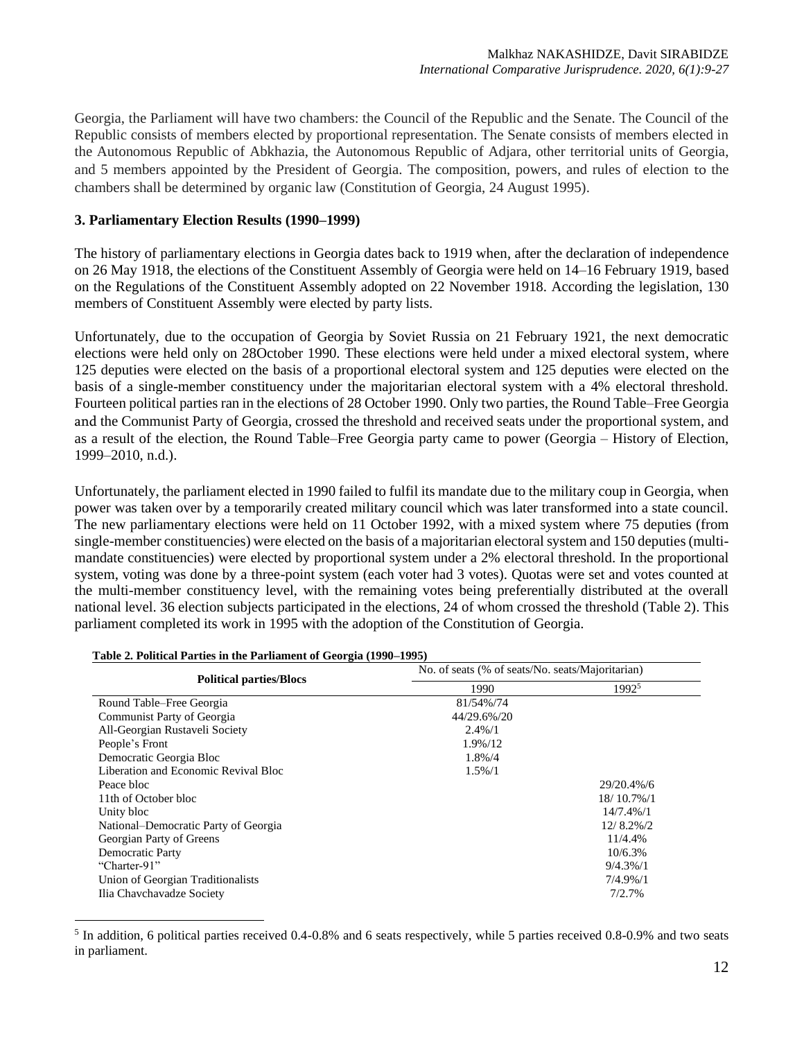Georgia, the Parliament will have two chambers: the Council of the Republic and the Senate. The Council of the Republic consists of members elected by proportional representation. The Senate consists of members elected in the Autonomous Republic of Abkhazia, the Autonomous Republic of Adjara, other territorial units of Georgia, and 5 members appointed by the President of Georgia. The composition, powers, and rules of election to the chambers shall be determined by organic law (Constitution of Georgia, 24 August 1995).

### 3. Parliamentary Election Results (1990–1999)

The history of parliamentary elections in Georgia dates back to 1919 when, after the declaration of independence on 26 May 1918, the elections of the Constituent Assembly of Georgia were held on 14–16 February 1919, based on the Regulations of the Constituent Assembly adopted on 22 November 1918. According the legislation, 130 members of Constituent Assembly were elected by party lists.

Unfortunately, due to the occupation of Georgia by Soviet Russia on 21 February 1921, the next democratic elections were held only on 28October 1990. These elections were held under a mixed electoral system, where 125 deputies were elected on the basis of a proportional electoral system and 125 deputies were elected on the basis of a single-member constituency under the majoritarian electoral system with a 4% electoral threshold. Fourteen political parties ran in the elections of 28 October 1990. Only two parties, the Round Table–Free Georgia and the Communist Party of Georgia, crossed the threshold and received seats under the proportional system, and as a result of the election, the Round Table–Free Georgia party came to power (Georgia – History of Election, 1999–2010, n.d.).

Unfortunately, the parliament elected in 1990 failed to fulfil its mandate due to the military coup in Georgia, when power was taken over by a temporarily created military council which was later transformed into a state council. The new parliamentary elections were held on 11 October 1992, with a mixed system where 75 deputies (from single-member constituencies) were elected on the basis of a majoritarian electoral system and 150 deputies (multi-mandate constituencies) were elected by proportional system under a 2% electoral threshold. In the proportional system, voting was done by a three-point system (each voter had 3 votes). Quotas were set and votes counted at the multi-member constituency level, with the remaining votes being preferentially distributed at the overall national level. 36 election subjects participated in the elections, 24 of whom crossed the threshold (Table 2). This parliament completed its work in 1995 with the adoption of the Constitution of Georgia.

**Table 2. Political Parties in the Parliament of Georgia (1990–1995)**

| Political parties/Blocs | No. of seats (% of seats/No. seats/Majoritarian) | |
|---|---|---|
| | 1990 | 1992[5] |
| Round Table–Free Georgia | 81/54%/74 | |
| Communist Party of Georgia | 44/29.6%/20 | |
| All-Georgian Rustaveli Society | 2.4%/1 | |
| People's Front | 1.9%/12 | |
| Democratic Georgia Bloc | 1.8%/4 | |
| Liberation and Economic Revival Bloc | 1.5%/1 | |
| Peace bloc | | 29/20.4%/6 |
| 11th of October bloc | | 18/ 10.7%/1 |
| Unity bloc | | 14/7.4%/1 |
| National–Democratic Party of Georgia | | 12/ 8.2%/2 |
| Georgian Party of Greens | | 11/4.4% |
| Democratic Party | | 10/6.3% |
| "Charter-91" | | 9/4.3%/1 |
| Union of Georgian Traditionalists | | 7/4.9%/1 |
| Ilia Chavchavadze Society | | 7/2.7% |

[5] In addition, 6 political parties received 0.4-0.8% and 6 seats respectively, while 5 parties received 0.8-0.9% and two seats in parliament.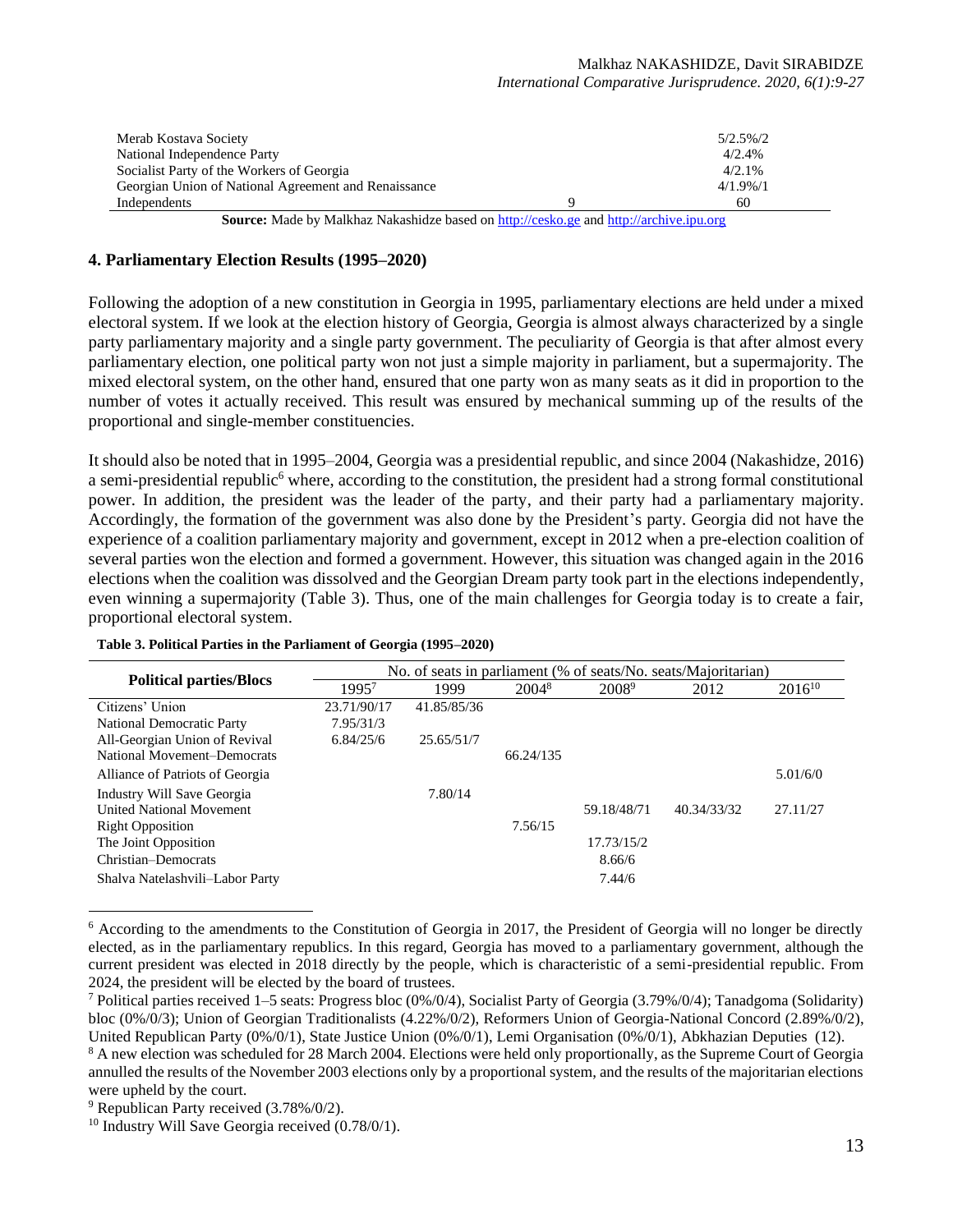| | | |
|---|---|---|
| Merab Kostava Society | | 5/2.5%/2 |
| National Independence Party | | 4/2.4% |
| Socialist Party of the Workers of Georgia | | 4/2.1% |
| Georgian Union of National Agreement and Renaissance | | 4/1.9%/1 |
| Independents | 9 | 60 |

**Source:** Made by Malkhaz Nakashidze based on http://cesko.ge and http://archive.ipu.org

## 4. Parliamentary Election Results (1995–2020)

Following the adoption of a new constitution in Georgia in 1995, parliamentary elections are held under a mixed electoral system. If we look at the election history of Georgia, Georgia is almost always characterized by a single party parliamentary majority and a single party government. The peculiarity of Georgia is that after almost every parliamentary election, one political party won not just a simple majority in parliament, but a supermajority. The mixed electoral system, on the other hand, ensured that one party won as many seats as it did in proportion to the number of votes it actually received. This result was ensured by mechanical summing up of the results of the proportional and single-member constituencies.

It should also be noted that in 1995–2004, Georgia was a presidential republic, and since 2004 (Nakashidze, 2016) a semi-presidential republic[6] where, according to the constitution, the president had a strong formal constitutional power. In addition, the president was the leader of the party, and their party had a parliamentary majority. Accordingly, the formation of the government was also done by the President's party. Georgia did not have the experience of a coalition parliamentary majority and government, except in 2012 when a pre-election coalition of several parties won the election and formed a government. However, this situation was changed again in the 2016 elections when the coalition was dissolved and the Georgian Dream party took part in the elections independently, even winning a supermajority (Table 3). Thus, one of the main challenges for Georgia today is to create a fair, proportional electoral system.

**Table 3. Political Parties in the Parliament of Georgia (1995–2020)**

| Political parties/Blocs | No. of seats in parliament (% of seats/No. seats/Majoritarian) | | | | | |
|---|---|---|---|---|---|---|
| | 1995[7] | 1999 | 2004[8] | 2008[9] | 2012 | 2016[10] |
| Citizens' Union | 23.71/90/17 | 41.85/85/36 | | | | |
| National Democratic Party | 7.95/31/3 | | | | | |
| All-Georgian Union of Revival | 6.84/25/6 | 25.65/51/7 | | | | |
| National Movement–Democrats | | | 66.24/135 | | | |
| Alliance of Patriots of Georgia | | | | | | 5.01/6/0 |
| Industry Will Save Georgia | | 7.80/14 | | | | |
| United National Movement | | | | 59.18/48/71 | 40.34/33/32 | 27.11/27 |
| Right Opposition | | | 7.56/15 | | | |
| The Joint Opposition | | | | 17.73/15/2 | | |
| Christian–Democrats | | | | 8.66/6 | | |
| Shalva Natelashvili–Labor Party | | | | 7.44/6 | | |

[6] According to the amendments to the Constitution of Georgia in 2017, the President of Georgia will no longer be directly elected, as in the parliamentary republics. In this regard, Georgia has moved to a parliamentary government, although the current president was elected in 2018 directly by the people, which is characteristic of a semi-presidential republic. From 2024, the president will be elected by the board of trustees.

[7] Political parties received 1–5 seats: Progress bloc (0%/0/4), Socialist Party of Georgia (3.79%/0/4); Tanadgoma (Solidarity) bloc (0%/0/3); Union of Georgian Traditionalists (4.22%/0/2), Reformers Union of Georgia-National Concord (2.89%/0/2), United Republican Party (0%/0/1), State Justice Union (0%/0/1), Lemi Organisation (0%/0/1), Abkhazian Deputies (12).

[8] A new election was scheduled for 28 March 2004. Elections were held only proportionally, as the Supreme Court of Georgia annulled the results of the November 2003 elections only by a proportional system, and the results of the majoritarian elections were upheld by the court.

[9] Republican Party received (3.78%/0/2).

[10] Industry Will Save Georgia received (0.78/0/1).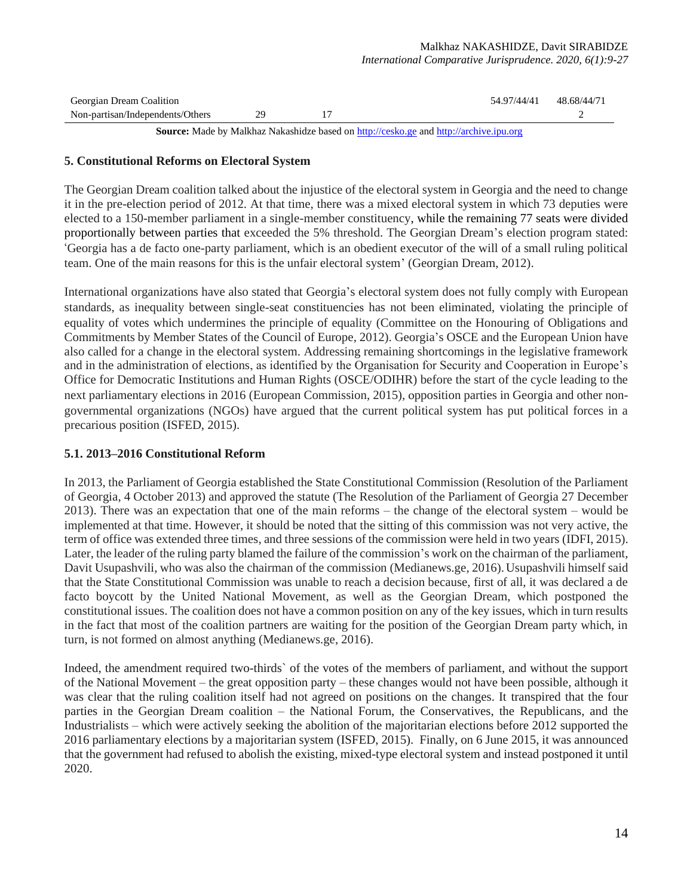| | | | | | |
|---|---|---|---|---|---|
| Georgian Dream Coalition | | | | 54.97/44/41 | 48.68/44/71 |
| Non-partisan/Independents/Others | 29 | 17 | | | 2 |

**Source:** Made by Malkhaz Nakashidze based on http://cesko.ge and http://archive.ipu.org

## 5. Constitutional Reforms on Electoral System

The Georgian Dream coalition talked about the injustice of the electoral system in Georgia and the need to change it in the pre-election period of 2012. At that time, there was a mixed electoral system in which 73 deputies were elected to a 150-member parliament in a single-member constituency, while the remaining 77 seats were divided proportionally between parties that exceeded the 5% threshold. The Georgian Dream's election program stated: 'Georgia has a de facto one-party parliament, which is an obedient executor of the will of a small ruling political team. One of the main reasons for this is the unfair electoral system' (Georgian Dream, 2012).

International organizations have also stated that Georgia's electoral system does not fully comply with European standards, as inequality between single-seat constituencies has not been eliminated, violating the principle of equality of votes which undermines the principle of equality (Committee on the Honouring of Obligations and Commitments by Member States of the Council of Europe, 2012). Georgia's OSCE and the European Union have also called for a change in the electoral system. Addressing remaining shortcomings in the legislative framework and in the administration of elections, as identified by the Organisation for Security and Cooperation in Europe's Office for Democratic Institutions and Human Rights (OSCE/ODIHR) before the start of the cycle leading to the next parliamentary elections in 2016 (European Commission, 2015), opposition parties in Georgia and other non-governmental organizations (NGOs) have argued that the current political system has put political forces in a precarious position (ISFED, 2015).

### 5.1. 2013–2016 Constitutional Reform

In 2013, the Parliament of Georgia established the State Constitutional Commission (Resolution of the Parliament of Georgia, 4 October 2013) and approved the statute (The Resolution of the Parliament of Georgia 27 December 2013). There was an expectation that one of the main reforms – the change of the electoral system – would be implemented at that time. However, it should be noted that the sitting of this commission was not very active, the term of office was extended three times, and three sessions of the commission were held in two years (IDFI, 2015). Later, the leader of the ruling party blamed the failure of the commission's work on the chairman of the parliament, Davit Usupashvili, who was also the chairman of the commission (Medianews.ge, 2016). Usupashvili himself said that the State Constitutional Commission was unable to reach a decision because, first of all, it was declared a de facto boycott by the United National Movement, as well as the Georgian Dream, which postponed the constitutional issues. The coalition does not have a common position on any of the key issues, which in turn results in the fact that most of the coalition partners are waiting for the position of the Georgian Dream party which, in turn, is not formed on almost anything (Medianews.ge, 2016).

Indeed, the amendment required two-thirds` of the votes of the members of parliament, and without the support of the National Movement – the great opposition party – these changes would not have been possible, although it was clear that the ruling coalition itself had not agreed on positions on the changes. It transpired that the four parties in the Georgian Dream coalition – the National Forum, the Conservatives, the Republicans, and the Industrialists – which were actively seeking the abolition of the majoritarian elections before 2012 supported the 2016 parliamentary elections by a majoritarian system (ISFED, 2015). Finally, on 6 June 2015, it was announced that the government had refused to abolish the existing, mixed-type electoral system and instead postponed it until 2020.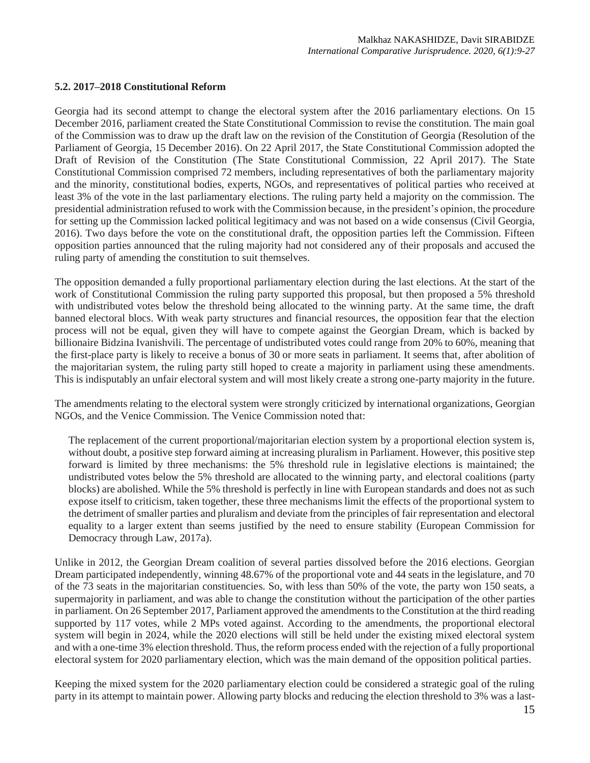### 5.2. 2017–2018 Constitutional Reform

Georgia had its second attempt to change the electoral system after the 2016 parliamentary elections. On 15 December 2016, parliament created the State Constitutional Commission to revise the constitution. The main goal of the Commission was to draw up the draft law on the revision of the Constitution of Georgia (Resolution of the Parliament of Georgia, 15 December 2016). On 22 April 2017, the State Constitutional Commission adopted the Draft of Revision of the Constitution (The State Constitutional Commission, 22 April 2017). The State Constitutional Commission comprised 72 members, including representatives of both the parliamentary majority and the minority, constitutional bodies, experts, NGOs, and representatives of political parties who received at least 3% of the vote in the last parliamentary elections. The ruling party held a majority on the commission. The presidential administration refused to work with the Commission because, in the president's opinion, the procedure for setting up the Commission lacked political legitimacy and was not based on a wide consensus (Civil Georgia, 2016). Two days before the vote on the constitutional draft, the opposition parties left the Commission. Fifteen opposition parties announced that the ruling majority had not considered any of their proposals and accused the ruling party of amending the constitution to suit themselves.

The opposition demanded a fully proportional parliamentary election during the last elections. At the start of the work of Constitutional Commission the ruling party supported this proposal, but then proposed a 5% threshold with undistributed votes below the threshold being allocated to the winning party. At the same time, the draft banned electoral blocs. With weak party structures and financial resources, the opposition fear that the election process will not be equal, given they will have to compete against the Georgian Dream, which is backed by billionaire Bidzina Ivanishvili. The percentage of undistributed votes could range from 20% to 60%, meaning that the first-place party is likely to receive a bonus of 30 or more seats in parliament. It seems that, after abolition of the majoritarian system, the ruling party still hoped to create a majority in parliament using these amendments. This is indisputably an unfair electoral system and will most likely create a strong one-party majority in the future.

The amendments relating to the electoral system were strongly criticized by international organizations, Georgian NGOs, and the Venice Commission. The Venice Commission noted that:

> The replacement of the current proportional/majoritarian election system by a proportional election system is, without doubt, a positive step forward aiming at increasing pluralism in Parliament. However, this positive step forward is limited by three mechanisms: the 5% threshold rule in legislative elections is maintained; the undistributed votes below the 5% threshold are allocated to the winning party, and electoral coalitions (party blocks) are abolished. While the 5% threshold is perfectly in line with European standards and does not as such expose itself to criticism, taken together, these three mechanisms limit the effects of the proportional system to the detriment of smaller parties and pluralism and deviate from the principles of fair representation and electoral equality to a larger extent than seems justified by the need to ensure stability (European Commission for Democracy through Law, 2017a).

Unlike in 2012, the Georgian Dream coalition of several parties dissolved before the 2016 elections. Georgian Dream participated independently, winning 48.67% of the proportional vote and 44 seats in the legislature, and 70 of the 73 seats in the majoritarian constituencies. So, with less than 50% of the vote, the party won 150 seats, a supermajority in parliament, and was able to change the constitution without the participation of the other parties in parliament. On 26 September 2017, Parliament approved the amendments to the Constitution at the third reading supported by 117 votes, while 2 MPs voted against. According to the amendments, the proportional electoral system will begin in 2024, while the 2020 elections will still be held under the existing mixed electoral system and with a one-time 3% election threshold. Thus, the reform process ended with the rejection of a fully proportional electoral system for 2020 parliamentary election, which was the main demand of the opposition political parties.

Keeping the mixed system for the 2020 parliamentary election could be considered a strategic goal of the ruling party in its attempt to maintain power. Allowing party blocks and reducing the election threshold to 3% was a last-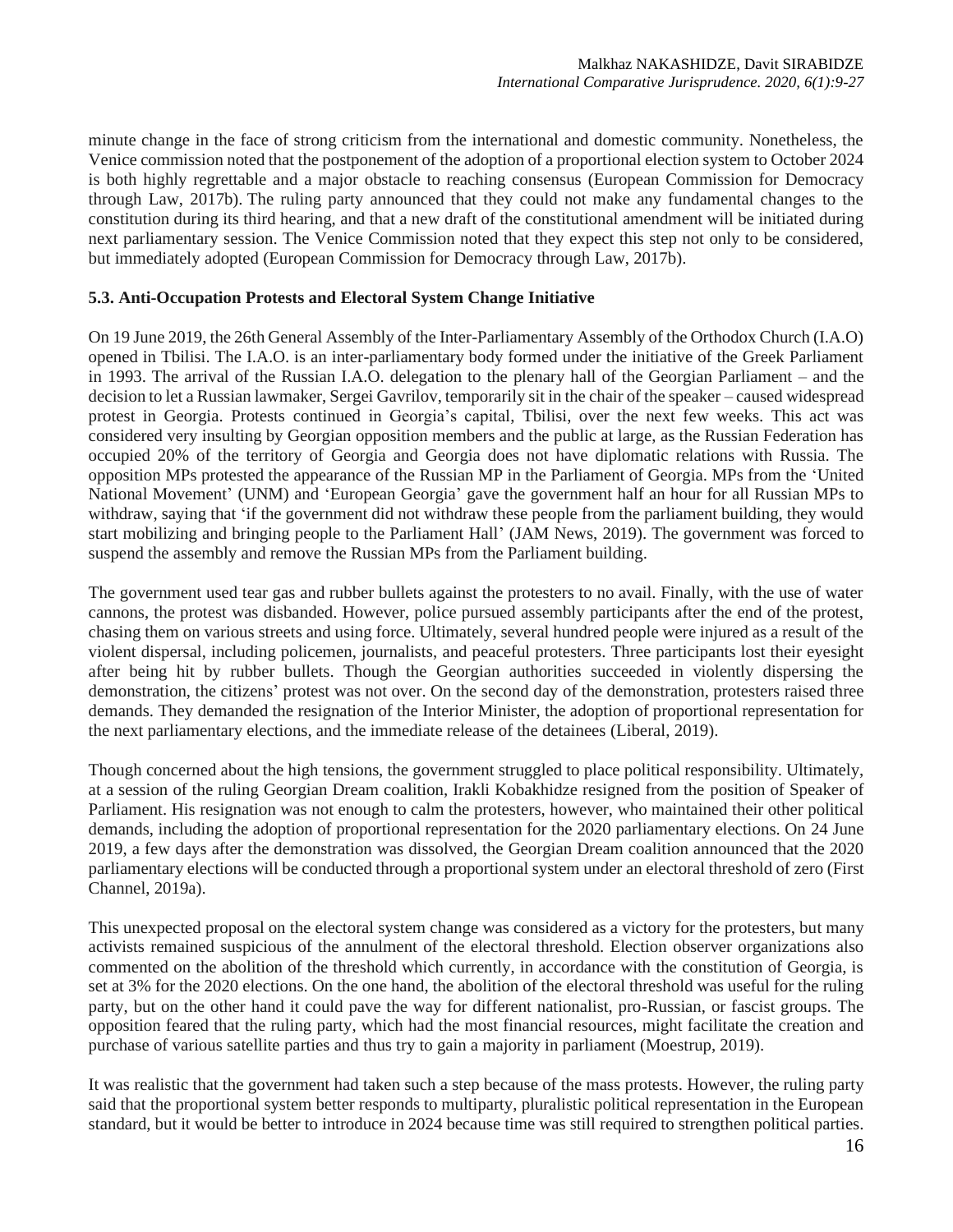minute change in the face of strong criticism from the international and domestic community. Nonetheless, the Venice commission noted that the postponement of the adoption of a proportional election system to October 2024 is both highly regrettable and a major obstacle to reaching consensus (European Commission for Democracy through Law, 2017b). The ruling party announced that they could not make any fundamental changes to the constitution during its third hearing, and that a new draft of the constitutional amendment will be initiated during next parliamentary session. The Venice Commission noted that they expect this step not only to be considered, but immediately adopted (European Commission for Democracy through Law, 2017b).

### 5.3. Anti-Occupation Protests and Electoral System Change Initiative

On 19 June 2019, the 26th General Assembly of the Inter-Parliamentary Assembly of the Orthodox Church (I.A.O) opened in Tbilisi. The I.A.O. is an inter-parliamentary body formed under the initiative of the Greek Parliament in 1993. The arrival of the Russian I.A.O. delegation to the plenary hall of the Georgian Parliament – and the decision to let a Russian lawmaker, Sergei Gavrilov, temporarily sit in the chair of the speaker – caused widespread protest in Georgia. Protests continued in Georgia's capital, Tbilisi, over the next few weeks. This act was considered very insulting by Georgian opposition members and the public at large, as the Russian Federation has occupied 20% of the territory of Georgia and Georgia does not have diplomatic relations with Russia. The opposition MPs protested the appearance of the Russian MP in the Parliament of Georgia. MPs from the 'United National Movement' (UNM) and 'European Georgia' gave the government half an hour for all Russian MPs to withdraw, saying that 'if the government did not withdraw these people from the parliament building, they would start mobilizing and bringing people to the Parliament Hall' (JAM News, 2019). The government was forced to suspend the assembly and remove the Russian MPs from the Parliament building.

The government used tear gas and rubber bullets against the protesters to no avail. Finally, with the use of water cannons, the protest was disbanded. However, police pursued assembly participants after the end of the protest, chasing them on various streets and using force. Ultimately, several hundred people were injured as a result of the violent dispersal, including policemen, journalists, and peaceful protesters. Three participants lost their eyesight after being hit by rubber bullets. Though the Georgian authorities succeeded in violently dispersing the demonstration, the citizens' protest was not over. On the second day of the demonstration, protesters raised three demands. They demanded the resignation of the Interior Minister, the adoption of proportional representation for the next parliamentary elections, and the immediate release of the detainees (Liberal, 2019).

Though concerned about the high tensions, the government struggled to place political responsibility. Ultimately, at a session of the ruling Georgian Dream coalition, Irakli Kobakhidze resigned from the position of Speaker of Parliament. His resignation was not enough to calm the protesters, however, who maintained their other political demands, including the adoption of proportional representation for the 2020 parliamentary elections. On 24 June 2019, a few days after the demonstration was dissolved, the Georgian Dream coalition announced that the 2020 parliamentary elections will be conducted through a proportional system under an electoral threshold of zero (First Channel, 2019a).

This unexpected proposal on the electoral system change was considered as a victory for the protesters, but many activists remained suspicious of the annulment of the electoral threshold. Election observer organizations also commented on the abolition of the threshold which currently, in accordance with the constitution of Georgia, is set at 3% for the 2020 elections. On the one hand, the abolition of the electoral threshold was useful for the ruling party, but on the other hand it could pave the way for different nationalist, pro-Russian, or fascist groups. The opposition feared that the ruling party, which had the most financial resources, might facilitate the creation and purchase of various satellite parties and thus try to gain a majority in parliament (Moestrup, 2019).

It was realistic that the government had taken such a step because of the mass protests. However, the ruling party said that the proportional system better responds to multiparty, pluralistic political representation in the European standard, but it would be better to introduce in 2024 because time was still required to strengthen political parties.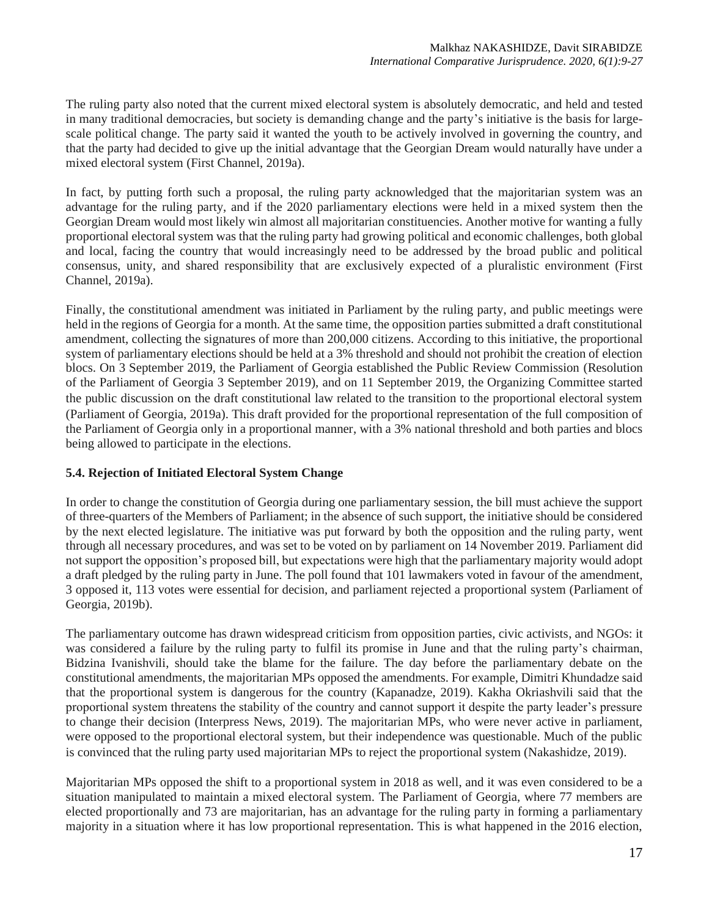The ruling party also noted that the current mixed electoral system is absolutely democratic, and held and tested in many traditional democracies, but society is demanding change and the party's initiative is the basis for large-scale political change. The party said it wanted the youth to be actively involved in governing the country, and that the party had decided to give up the initial advantage that the Georgian Dream would naturally have under a mixed electoral system (First Channel, 2019a).

In fact, by putting forth such a proposal, the ruling party acknowledged that the majoritarian system was an advantage for the ruling party, and if the 2020 parliamentary elections were held in a mixed system then the Georgian Dream would most likely win almost all majoritarian constituencies. Another motive for wanting a fully proportional electoral system was that the ruling party had growing political and economic challenges, both global and local, facing the country that would increasingly need to be addressed by the broad public and political consensus, unity, and shared responsibility that are exclusively expected of a pluralistic environment (First Channel, 2019a).

Finally, the constitutional amendment was initiated in Parliament by the ruling party, and public meetings were held in the regions of Georgia for a month. At the same time, the opposition parties submitted a draft constitutional amendment, collecting the signatures of more than 200,000 citizens. According to this initiative, the proportional system of parliamentary elections should be held at a 3% threshold and should not prohibit the creation of election blocs. On 3 September 2019, the Parliament of Georgia established the Public Review Commission (Resolution of the Parliament of Georgia 3 September 2019), and on 11 September 2019, the Organizing Committee started the public discussion on the draft constitutional law related to the transition to the proportional electoral system (Parliament of Georgia, 2019a). This draft provided for the proportional representation of the full composition of the Parliament of Georgia only in a proportional manner, with a 3% national threshold and both parties and blocs being allowed to participate in the elections.

### 5.4. Rejection of Initiated Electoral System Change

In order to change the constitution of Georgia during one parliamentary session, the bill must achieve the support of three-quarters of the Members of Parliament; in the absence of such support, the initiative should be considered by the next elected legislature. The initiative was put forward by both the opposition and the ruling party, went through all necessary procedures, and was set to be voted on by parliament on 14 November 2019. Parliament did not support the opposition's proposed bill, but expectations were high that the parliamentary majority would adopt a draft pledged by the ruling party in June. The poll found that 101 lawmakers voted in favour of the amendment, 3 opposed it, 113 votes were essential for decision, and parliament rejected a proportional system (Parliament of Georgia, 2019b).

The parliamentary outcome has drawn widespread criticism from opposition parties, civic activists, and NGOs: it was considered a failure by the ruling party to fulfil its promise in June and that the ruling party's chairman, Bidzina Ivanishvili, should take the blame for the failure. The day before the parliamentary debate on the constitutional amendments, the majoritarian MPs opposed the amendments. For example, Dimitri Khundadze said that the proportional system is dangerous for the country (Kapanadze, 2019). Kakha Okriashvili said that the proportional system threatens the stability of the country and cannot support it despite the party leader's pressure to change their decision (Interpress News, 2019). The majoritarian MPs, who were never active in parliament, were opposed to the proportional electoral system, but their independence was questionable. Much of the public is convinced that the ruling party used majoritarian MPs to reject the proportional system (Nakashidze, 2019).

Majoritarian MPs opposed the shift to a proportional system in 2018 as well, and it was even considered to be a situation manipulated to maintain a mixed electoral system. The Parliament of Georgia, where 77 members are elected proportionally and 73 are majoritarian, has an advantage for the ruling party in forming a parliamentary majority in a situation where it has low proportional representation. This is what happened in the 2016 election,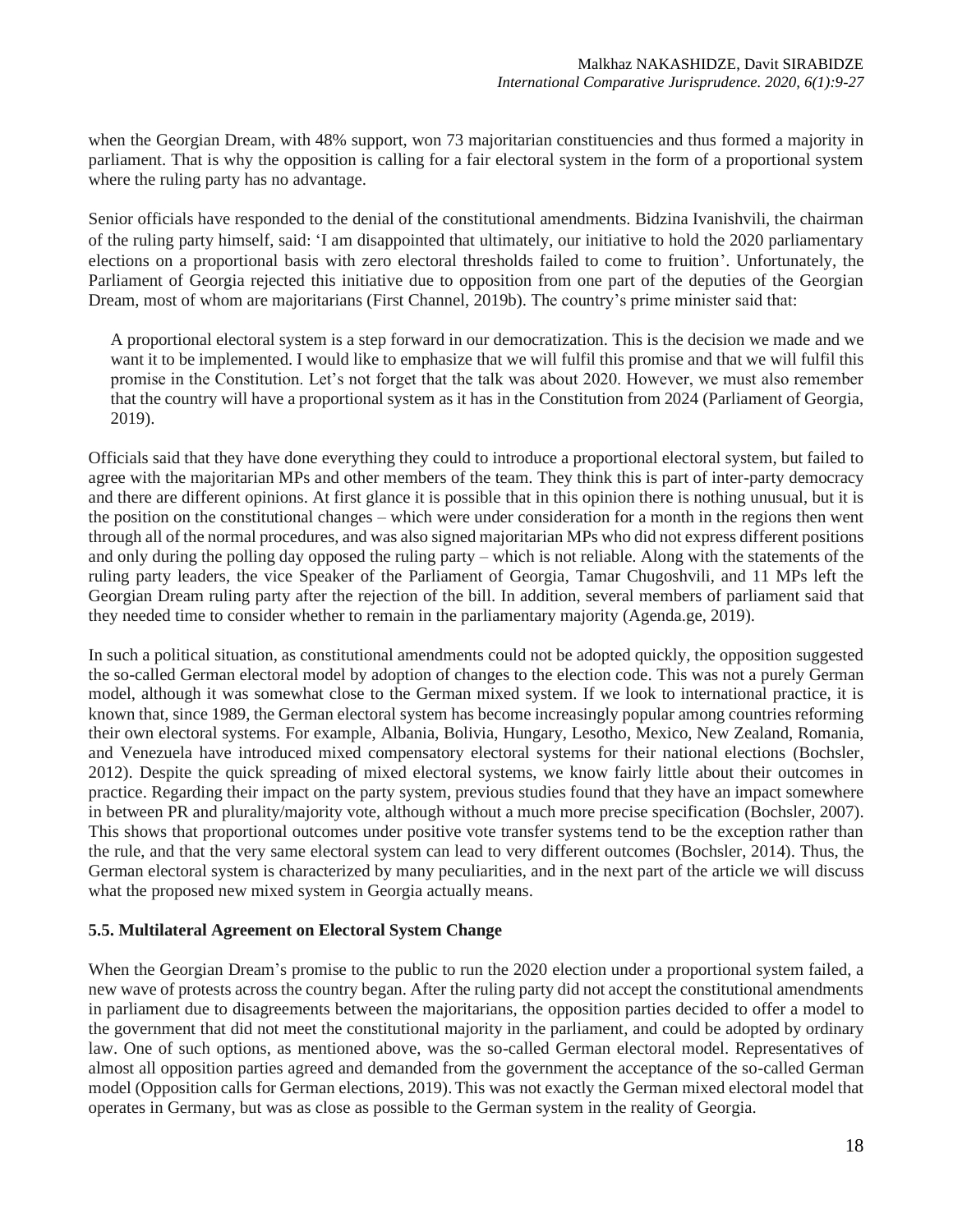when the Georgian Dream, with 48% support, won 73 majoritarian constituencies and thus formed a majority in parliament. That is why the opposition is calling for a fair electoral system in the form of a proportional system where the ruling party has no advantage.

Senior officials have responded to the denial of the constitutional amendments. Bidzina Ivanishvili, the chairman of the ruling party himself, said: 'I am disappointed that ultimately, our initiative to hold the 2020 parliamentary elections on a proportional basis with zero electoral thresholds failed to come to fruition'. Unfortunately, the Parliament of Georgia rejected this initiative due to opposition from one part of the deputies of the Georgian Dream, most of whom are majoritarians (First Channel, 2019b). The country's prime minister said that:

> A proportional electoral system is a step forward in our democratization. This is the decision we made and we want it to be implemented. I would like to emphasize that we will fulfil this promise and that we will fulfil this promise in the Constitution. Let's not forget that the talk was about 2020. However, we must also remember that the country will have a proportional system as it has in the Constitution from 2024 (Parliament of Georgia, 2019).

Officials said that they have done everything they could to introduce a proportional electoral system, but failed to agree with the majoritarian MPs and other members of the team. They think this is part of inter-party democracy and there are different opinions. At first glance it is possible that in this opinion there is nothing unusual, but it is the position on the constitutional changes – which were under consideration for a month in the regions then went through all of the normal procedures, and was also signed majoritarian MPs who did not express different positions and only during the polling day opposed the ruling party – which is not reliable. Along with the statements of the ruling party leaders, the vice Speaker of the Parliament of Georgia, Tamar Chugoshvili, and 11 MPs left the Georgian Dream ruling party after the rejection of the bill. In addition, several members of parliament said that they needed time to consider whether to remain in the parliamentary majority (Agenda.ge, 2019).

In such a political situation, as constitutional amendments could not be adopted quickly, the opposition suggested the so-called German electoral model by adoption of changes to the election code. This was not a purely German model, although it was somewhat close to the German mixed system. If we look to international practice, it is known that, since 1989, the German electoral system has become increasingly popular among countries reforming their own electoral systems. For example, Albania, Bolivia, Hungary, Lesotho, Mexico, New Zealand, Romania, and Venezuela have introduced mixed compensatory electoral systems for their national elections (Bochsler, 2012). Despite the quick spreading of mixed electoral systems, we know fairly little about their outcomes in practice. Regarding their impact on the party system, previous studies found that they have an impact somewhere in between PR and plurality/majority vote, although without a much more precise specification (Bochsler, 2007). This shows that proportional outcomes under positive vote transfer systems tend to be the exception rather than the rule, and that the very same electoral system can lead to very different outcomes (Bochsler, 2014). Thus, the German electoral system is characterized by many peculiarities, and in the next part of the article we will discuss what the proposed new mixed system in Georgia actually means.

### 5.5. Multilateral Agreement on Electoral System Change

When the Georgian Dream's promise to the public to run the 2020 election under a proportional system failed, a new wave of protests across the country began. After the ruling party did not accept the constitutional amendments in parliament due to disagreements between the majoritarians, the opposition parties decided to offer a model to the government that did not meet the constitutional majority in the parliament, and could be adopted by ordinary law. One of such options, as mentioned above, was the so-called German electoral model. Representatives of almost all opposition parties agreed and demanded from the government the acceptance of the so-called German model (Opposition calls for German elections, 2019). This was not exactly the German mixed electoral model that operates in Germany, but was as close as possible to the German system in the reality of Georgia.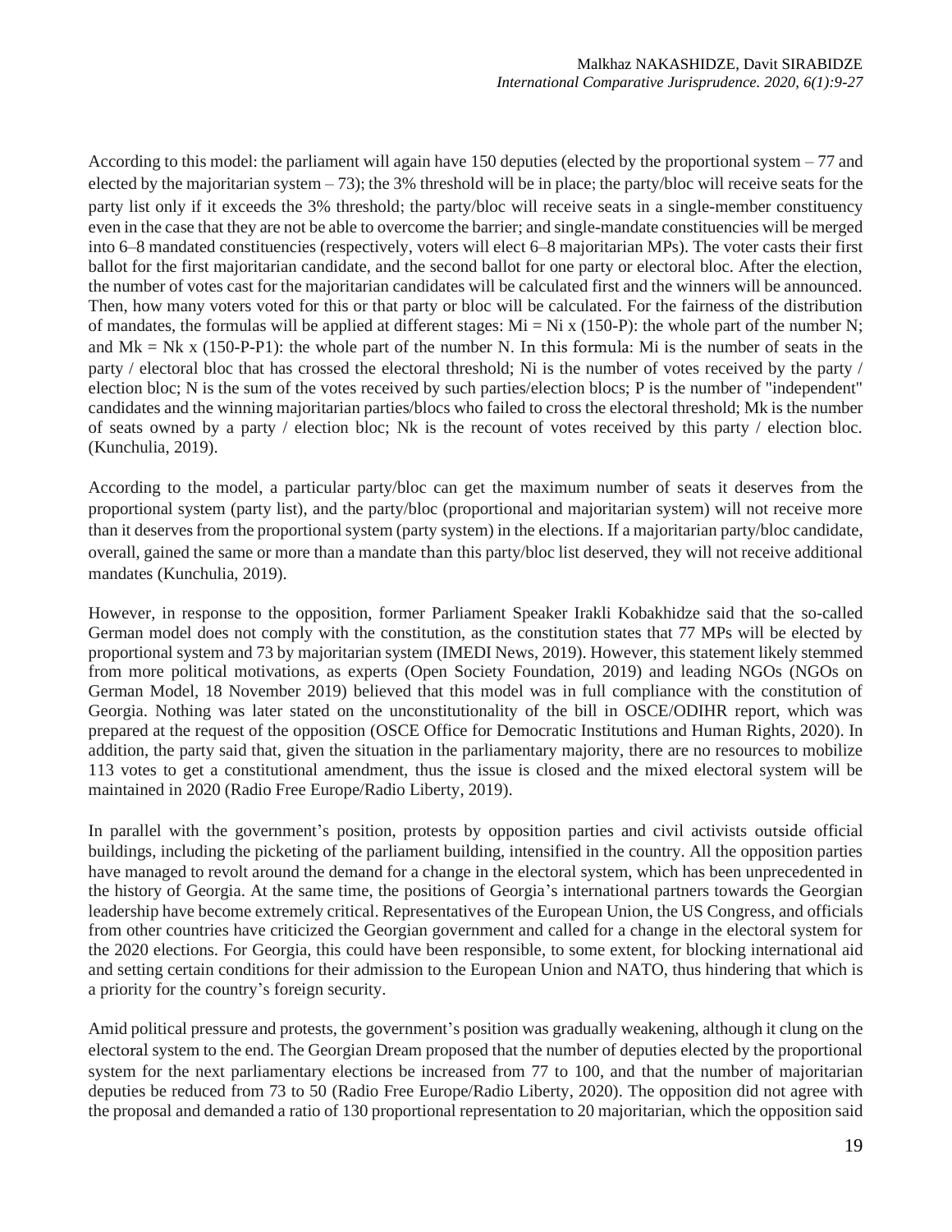According to this model: the parliament will again have 150 deputies (elected by the proportional system – 77 and elected by the majoritarian system – 73); the 3% threshold will be in place; the party/bloc will receive seats for the party list only if it exceeds the 3% threshold; the party/bloc will receive seats in a single-member constituency even in the case that they are not be able to overcome the barrier; and single-mandate constituencies will be merged into 6–8 mandated constituencies (respectively, voters will elect 6–8 majoritarian MPs). The voter casts their first ballot for the first majoritarian candidate, and the second ballot for one party or electoral bloc. After the election, the number of votes cast for the majoritarian candidates will be calculated first and the winners will be announced. Then, how many voters voted for this or that party or bloc will be calculated. For the fairness of the distribution of mandates, the formulas will be applied at different stages: $Mi = Ni \times (150\text{-}P)$: the whole part of the number N; and $Mk = Nk \times (150\text{-}P\text{-}P1)$: the whole part of the number N. In this formula: Mi is the number of seats in the party / electoral bloc that has crossed the electoral threshold; Ni is the number of votes received by the party / election bloc; N is the sum of the votes received by such parties/election blocs; P is the number of "independent" candidates and the winning majoritarian parties/blocs who failed to cross the electoral threshold; Mk is the number of seats owned by a party / election bloc; Nk is the recount of votes received by this party / election bloc. (Kunchulia, 2019).

According to the model, a particular party/bloc can get the maximum number of seats it deserves from the proportional system (party list), and the party/bloc (proportional and majoritarian system) will not receive more than it deserves from the proportional system (party system) in the elections. If a majoritarian party/bloc candidate, overall, gained the same or more than a mandate than this party/bloc list deserved, they will not receive additional mandates (Kunchulia, 2019).

However, in response to the opposition, former Parliament Speaker Irakli Kobakhidze said that the so-called German model does not comply with the constitution, as the constitution states that 77 MPs will be elected by proportional system and 73 by majoritarian system (IMEDI News, 2019). However, this statement likely stemmed from more political motivations, as experts (Open Society Foundation, 2019) and leading NGOs (NGOs on German Model, 18 November 2019) believed that this model was in full compliance with the constitution of Georgia. Nothing was later stated on the unconstitutionality of the bill in OSCE/ODIHR report, which was prepared at the request of the opposition (OSCE Office for Democratic Institutions and Human Rights, 2020). In addition, the party said that, given the situation in the parliamentary majority, there are no resources to mobilize 113 votes to get a constitutional amendment, thus the issue is closed and the mixed electoral system will be maintained in 2020 (Radio Free Europe/Radio Liberty, 2019).

In parallel with the government's position, protests by opposition parties and civil activists outside official buildings, including the picketing of the parliament building, intensified in the country. All the opposition parties have managed to revolt around the demand for a change in the electoral system, which has been unprecedented in the history of Georgia. At the same time, the positions of Georgia's international partners towards the Georgian leadership have become extremely critical. Representatives of the European Union, the US Congress, and officials from other countries have criticized the Georgian government and called for a change in the electoral system for the 2020 elections. For Georgia, this could have been responsible, to some extent, for blocking international aid and setting certain conditions for their admission to the European Union and NATO, thus hindering that which is a priority for the country's foreign security.

Amid political pressure and protests, the government's position was gradually weakening, although it clung on the electoral system to the end. The Georgian Dream proposed that the number of deputies elected by the proportional system for the next parliamentary elections be increased from 77 to 100, and that the number of majoritarian deputies be reduced from 73 to 50 (Radio Free Europe/Radio Liberty, 2020). The opposition did not agree with the proposal and demanded a ratio of 130 proportional representation to 20 majoritarian, which the opposition said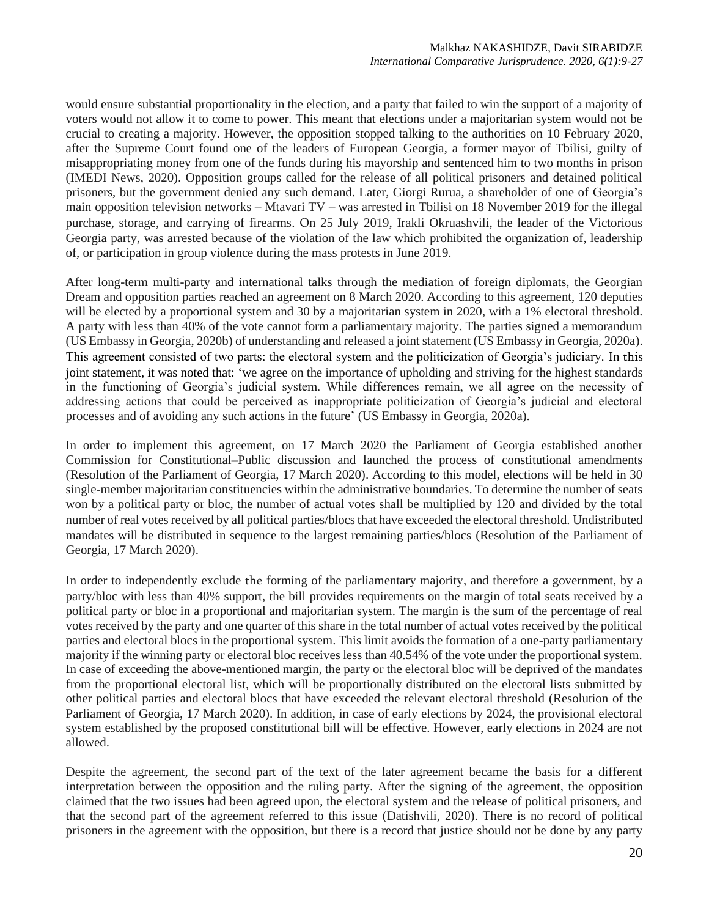would ensure substantial proportionality in the election, and a party that failed to win the support of a majority of voters would not allow it to come to power. This meant that elections under a majoritarian system would not be crucial to creating a majority. However, the opposition stopped talking to the authorities on 10 February 2020, after the Supreme Court found one of the leaders of European Georgia, a former mayor of Tbilisi, guilty of misappropriating money from one of the funds during his mayorship and sentenced him to two months in prison (IMEDI News, 2020). Opposition groups called for the release of all political prisoners and detained political prisoners, but the government denied any such demand. Later, Giorgi Rurua, a shareholder of one of Georgia's main opposition television networks – Mtavari TV – was arrested in Tbilisi on 18 November 2019 for the illegal purchase, storage, and carrying of firearms. On 25 July 2019, Irakli Okruashvili, the leader of the Victorious Georgia party, was arrested because of the violation of the law which prohibited the organization of, leadership of, or participation in group violence during the mass protests in June 2019.

After long-term multi-party and international talks through the mediation of foreign diplomats, the Georgian Dream and opposition parties reached an agreement on 8 March 2020. According to this agreement, 120 deputies will be elected by a proportional system and 30 by a majoritarian system in 2020, with a 1% electoral threshold. A party with less than 40% of the vote cannot form a parliamentary majority. The parties signed a memorandum (US Embassy in Georgia, 2020b) of understanding and released a joint statement (US Embassy in Georgia, 2020a). This agreement consisted of two parts: the electoral system and the politicization of Georgia's judiciary. In this joint statement, it was noted that: 'we agree on the importance of upholding and striving for the highest standards in the functioning of Georgia's judicial system. While differences remain, we all agree on the necessity of addressing actions that could be perceived as inappropriate politicization of Georgia's judicial and electoral processes and of avoiding any such actions in the future' (US Embassy in Georgia, 2020a).

In order to implement this agreement, on 17 March 2020 the Parliament of Georgia established another Commission for Constitutional–Public discussion and launched the process of constitutional amendments (Resolution of the Parliament of Georgia, 17 March 2020). According to this model, elections will be held in 30 single-member majoritarian constituencies within the administrative boundaries. To determine the number of seats won by a political party or bloc, the number of actual votes shall be multiplied by 120 and divided by the total number of real votes received by all political parties/blocs that have exceeded the electoral threshold. Undistributed mandates will be distributed in sequence to the largest remaining parties/blocs (Resolution of the Parliament of Georgia, 17 March 2020).

In order to independently exclude the forming of the parliamentary majority, and therefore a government, by a party/bloc with less than 40% support, the bill provides requirements on the margin of total seats received by a political party or bloc in a proportional and majoritarian system. The margin is the sum of the percentage of real votes received by the party and one quarter of this share in the total number of actual votes received by the political parties and electoral blocs in the proportional system. This limit avoids the formation of a one-party parliamentary majority if the winning party or electoral bloc receives less than 40.54% of the vote under the proportional system. In case of exceeding the above-mentioned margin, the party or the electoral bloc will be deprived of the mandates from the proportional electoral list, which will be proportionally distributed on the electoral lists submitted by other political parties and electoral blocs that have exceeded the relevant electoral threshold (Resolution of the Parliament of Georgia, 17 March 2020). In addition, in case of early elections by 2024, the provisional electoral system established by the proposed constitutional bill will be effective. However, early elections in 2024 are not allowed.

Despite the agreement, the second part of the text of the later agreement became the basis for a different interpretation between the opposition and the ruling party. After the signing of the agreement, the opposition claimed that the two issues had been agreed upon, the electoral system and the release of political prisoners, and that the second part of the agreement referred to this issue (Datishvili, 2020). There is no record of political prisoners in the agreement with the opposition, but there is a record that justice should not be done by any party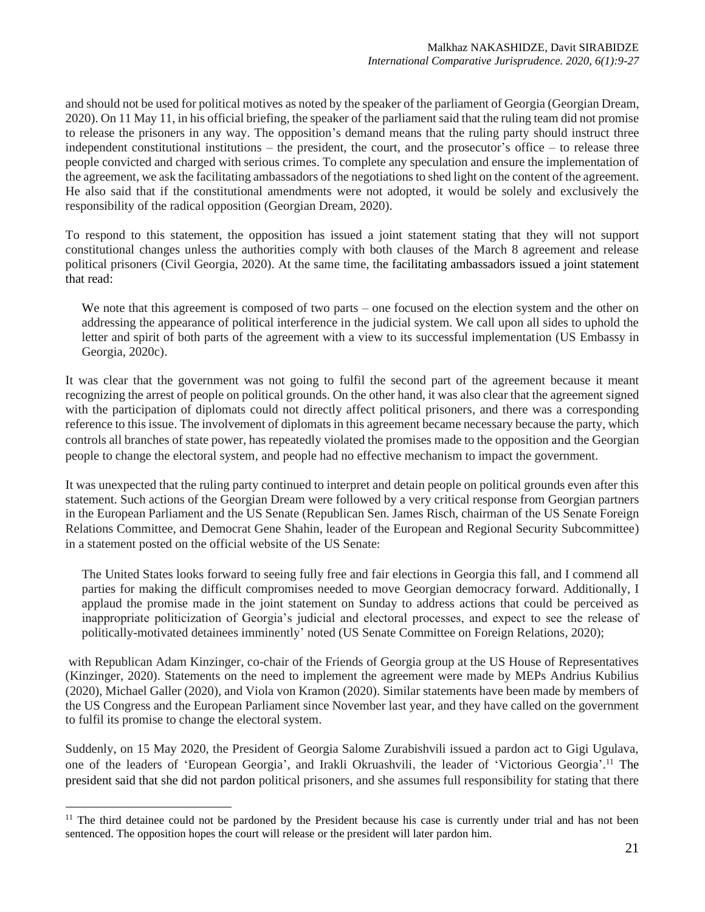and should not be used for political motives as noted by the speaker of the parliament of Georgia (Georgian Dream, 2020). On 11 May 11, in his official briefing, the speaker of the parliament said that the ruling team did not promise to release the prisoners in any way. The opposition's demand means that the ruling party should instruct three independent constitutional institutions – the president, the court, and the prosecutor's office – to release three people convicted and charged with serious crimes. To complete any speculation and ensure the implementation of the agreement, we ask the facilitating ambassadors of the negotiations to shed light on the content of the agreement. He also said that if the constitutional amendments were not adopted, it would be solely and exclusively the responsibility of the radical opposition (Georgian Dream, 2020).

To respond to this statement, the opposition has issued a joint statement stating that they will not support constitutional changes unless the authorities comply with both clauses of the March 8 agreement and release political prisoners (Civil Georgia, 2020). At the same time, the facilitating ambassadors issued a joint statement that read:

> We note that this agreement is composed of two parts – one focused on the election system and the other on addressing the appearance of political interference in the judicial system. We call upon all sides to uphold the letter and spirit of both parts of the agreement with a view to its successful implementation (US Embassy in Georgia, 2020c).

It was clear that the government was not going to fulfil the second part of the agreement because it meant recognizing the arrest of people on political grounds. On the other hand, it was also clear that the agreement signed with the participation of diplomats could not directly affect political prisoners, and there was a corresponding reference to this issue. The involvement of diplomats in this agreement became necessary because the party, which controls all branches of state power, has repeatedly violated the promises made to the opposition and the Georgian people to change the electoral system, and people had no effective mechanism to impact the government.

It was unexpected that the ruling party continued to interpret and detain people on political grounds even after this statement. Such actions of the Georgian Dream were followed by a very critical response from Georgian partners in the European Parliament and the US Senate (Republican Sen. James Risch, chairman of the US Senate Foreign Relations Committee, and Democrat Gene Shahin, leader of the European and Regional Security Subcommittee) in a statement posted on the official website of the US Senate:

> The United States looks forward to seeing fully free and fair elections in Georgia this fall, and I commend all parties for making the difficult compromises needed to move Georgian democracy forward. Additionally, I applaud the promise made in the joint statement on Sunday to address actions that could be perceived as inappropriate politicization of Georgia's judicial and electoral processes, and expect to see the release of politically-motivated detainees imminently' noted (US Senate Committee on Foreign Relations, 2020);

with Republican Adam Kinzinger, co-chair of the Friends of Georgia group at the US House of Representatives (Kinzinger, 2020). Statements on the need to implement the agreement were made by MEPs Andrius Kubilius (2020), Michael Galler (2020), and Viola von Kramon (2020). Similar statements have been made by members of the US Congress and the European Parliament since November last year, and they have called on the government to fulfil its promise to change the electoral system.

Suddenly, on 15 May 2020, the President of Georgia Salome Zurabishvili issued a pardon act to Gigi Ugulava, one of the leaders of 'European Georgia', and Irakli Okruashvili, the leader of 'Victorious Georgia'.[11] The president said that she did not pardon political prisoners, and she assumes full responsibility for stating that there

[11] The third detainee could not be pardoned by the President because his case is currently under trial and has not been sentenced. The opposition hopes the court will release or the president will later pardon him.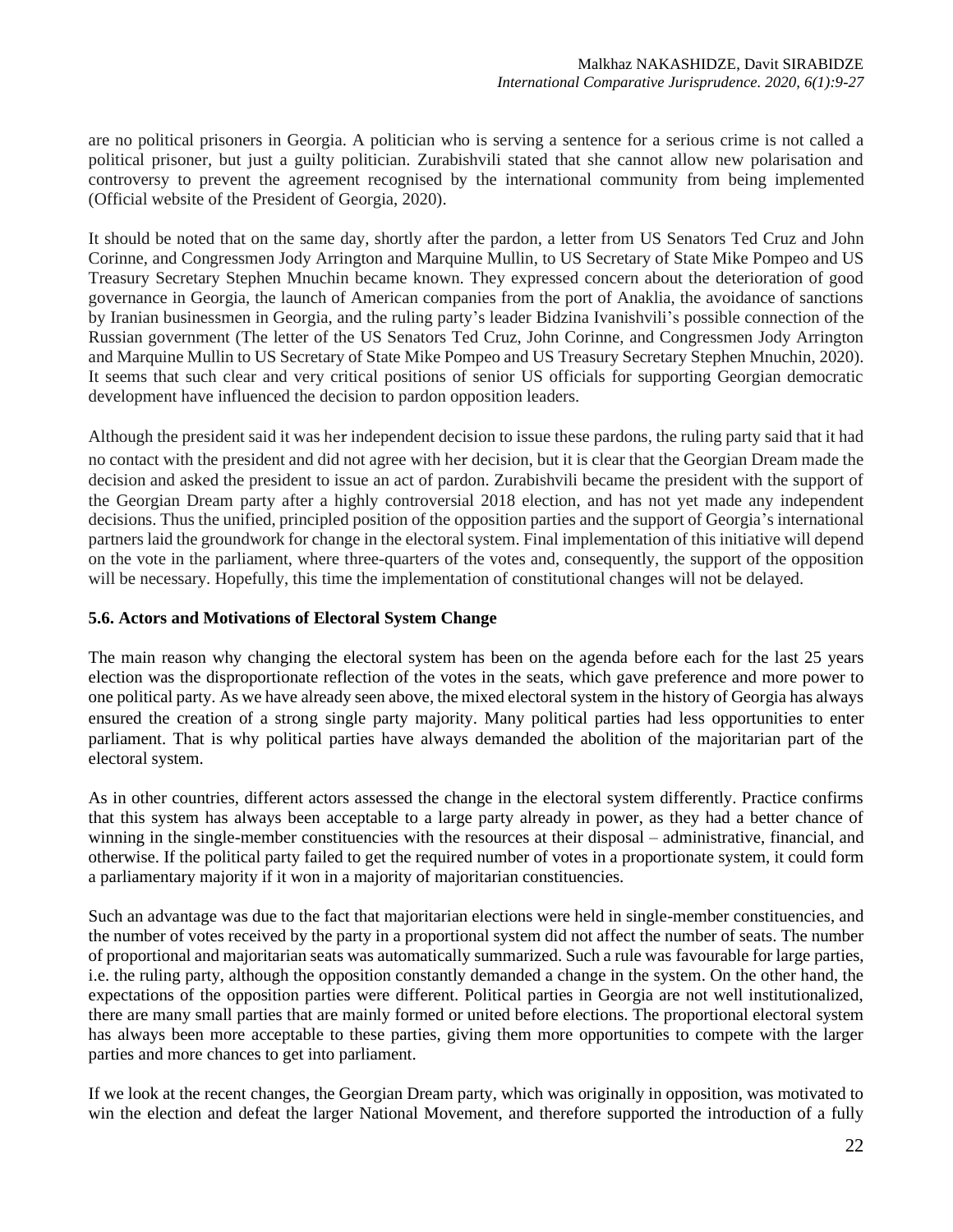are no political prisoners in Georgia. A politician who is serving a sentence for a serious crime is not called a political prisoner, but just a guilty politician. Zurabishvili stated that she cannot allow new polarisation and controversy to prevent the agreement recognised by the international community from being implemented (Official website of the President of Georgia, 2020).

It should be noted that on the same day, shortly after the pardon, a letter from US Senators Ted Cruz and John Corinne, and Congressmen Jody Arrington and Marquine Mullin, to US Secretary of State Mike Pompeo and US Treasury Secretary Stephen Mnuchin became known. They expressed concern about the deterioration of good governance in Georgia, the launch of American companies from the port of Anaklia, the avoidance of sanctions by Iranian businessmen in Georgia, and the ruling party's leader Bidzina Ivanishvili's possible connection of the Russian government (The letter of the US Senators Ted Cruz, John Corinne, and Congressmen Jody Arrington and Marquine Mullin to US Secretary of State Mike Pompeo and US Treasury Secretary Stephen Mnuchin, 2020). It seems that such clear and very critical positions of senior US officials for supporting Georgian democratic development have influenced the decision to pardon opposition leaders.

Although the president said it was her independent decision to issue these pardons, the ruling party said that it had no contact with the president and did not agree with her decision, but it is clear that the Georgian Dream made the decision and asked the president to issue an act of pardon. Zurabishvili became the president with the support of the Georgian Dream party after a highly controversial 2018 election, and has not yet made any independent decisions. Thus the unified, principled position of the opposition parties and the support of Georgia's international partners laid the groundwork for change in the electoral system. Final implementation of this initiative will depend on the vote in the parliament, where three-quarters of the votes and, consequently, the support of the opposition will be necessary. Hopefully, this time the implementation of constitutional changes will not be delayed.

### 5.6. Actors and Motivations of Electoral System Change

The main reason why changing the electoral system has been on the agenda before each for the last 25 years election was the disproportionate reflection of the votes in the seats, which gave preference and more power to one political party. As we have already seen above, the mixed electoral system in the history of Georgia has always ensured the creation of a strong single party majority. Many political parties had less opportunities to enter parliament. That is why political parties have always demanded the abolition of the majoritarian part of the electoral system.

As in other countries, different actors assessed the change in the electoral system differently. Practice confirms that this system has always been acceptable to a large party already in power, as they had a better chance of winning in the single-member constituencies with the resources at their disposal – administrative, financial, and otherwise. If the political party failed to get the required number of votes in a proportionate system, it could form a parliamentary majority if it won in a majority of majoritarian constituencies.

Such an advantage was due to the fact that majoritarian elections were held in single-member constituencies, and the number of votes received by the party in a proportional system did not affect the number of seats. The number of proportional and majoritarian seats was automatically summarized. Such a rule was favourable for large parties, i.e. the ruling party, although the opposition constantly demanded a change in the system. On the other hand, the expectations of the opposition parties were different. Political parties in Georgia are not well institutionalized, there are many small parties that are mainly formed or united before elections. The proportional electoral system has always been more acceptable to these parties, giving them more opportunities to compete with the larger parties and more chances to get into parliament.

If we look at the recent changes, the Georgian Dream party, which was originally in opposition, was motivated to win the election and defeat the larger National Movement, and therefore supported the introduction of a fully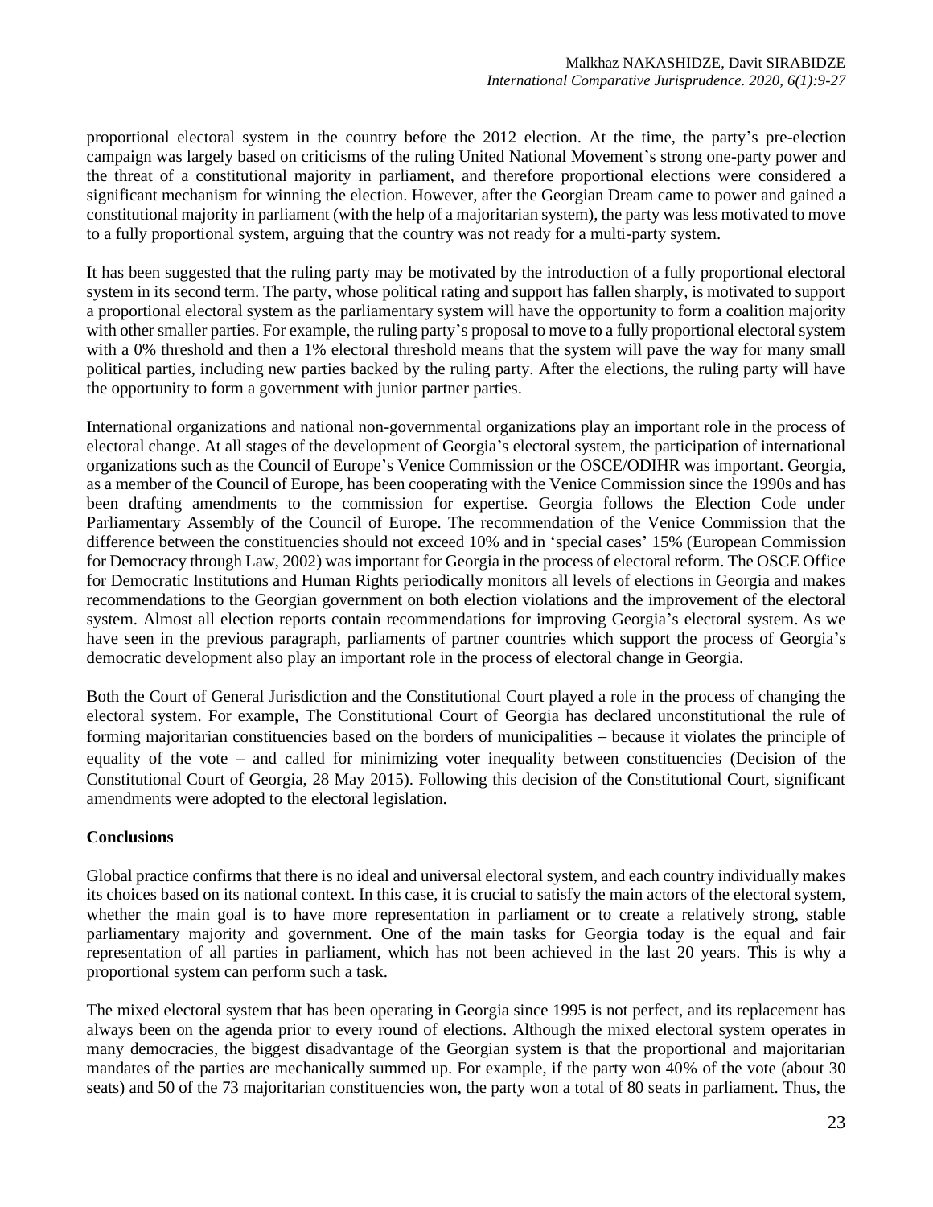proportional electoral system in the country before the 2012 election. At the time, the party's pre-election campaign was largely based on criticisms of the ruling United National Movement's strong one-party power and the threat of a constitutional majority in parliament, and therefore proportional elections were considered a significant mechanism for winning the election. However, after the Georgian Dream came to power and gained a constitutional majority in parliament (with the help of a majoritarian system), the party was less motivated to move to a fully proportional system, arguing that the country was not ready for a multi-party system.

It has been suggested that the ruling party may be motivated by the introduction of a fully proportional electoral system in its second term. The party, whose political rating and support has fallen sharply, is motivated to support a proportional electoral system as the parliamentary system will have the opportunity to form a coalition majority with other smaller parties. For example, the ruling party's proposal to move to a fully proportional electoral system with a 0% threshold and then a 1% electoral threshold means that the system will pave the way for many small political parties, including new parties backed by the ruling party. After the elections, the ruling party will have the opportunity to form a government with junior partner parties.

International organizations and national non-governmental organizations play an important role in the process of electoral change. At all stages of the development of Georgia's electoral system, the participation of international organizations such as the Council of Europe's Venice Commission or the OSCE/ODIHR was important. Georgia, as a member of the Council of Europe, has been cooperating with the Venice Commission since the 1990s and has been drafting amendments to the commission for expertise. Georgia follows the Election Code under Parliamentary Assembly of the Council of Europe. The recommendation of the Venice Commission that the difference between the constituencies should not exceed 10% and in 'special cases' 15% (European Commission for Democracy through Law, 2002) was important for Georgia in the process of electoral reform. The OSCE Office for Democratic Institutions and Human Rights periodically monitors all levels of elections in Georgia and makes recommendations to the Georgian government on both election violations and the improvement of the electoral system. Almost all election reports contain recommendations for improving Georgia's electoral system. As we have seen in the previous paragraph, parliaments of partner countries which support the process of Georgia's democratic development also play an important role in the process of electoral change in Georgia.

Both the Court of General Jurisdiction and the Constitutional Court played a role in the process of changing the electoral system. For example, The Constitutional Court of Georgia has declared unconstitutional the rule of forming majoritarian constituencies based on the borders of municipalities – because it violates the principle of equality of the vote – and called for minimizing voter inequality between constituencies (Decision of the Constitutional Court of Georgia, 28 May 2015). Following this decision of the Constitutional Court, significant amendments were adopted to the electoral legislation.

**Conclusions**

Global practice confirms that there is no ideal and universal electoral system, and each country individually makes its choices based on its national context. In this case, it is crucial to satisfy the main actors of the electoral system, whether the main goal is to have more representation in parliament or to create a relatively strong, stable parliamentary majority and government. One of the main tasks for Georgia today is the equal and fair representation of all parties in parliament, which has not been achieved in the last 20 years. This is why a proportional system can perform such a task.

The mixed electoral system that has been operating in Georgia since 1995 is not perfect, and its replacement has always been on the agenda prior to every round of elections. Although the mixed electoral system operates in many democracies, the biggest disadvantage of the Georgian system is that the proportional and majoritarian mandates of the parties are mechanically summed up. For example, if the party won 40% of the vote (about 30 seats) and 50 of the 73 majoritarian constituencies won, the party won a total of 80 seats in parliament. Thus, the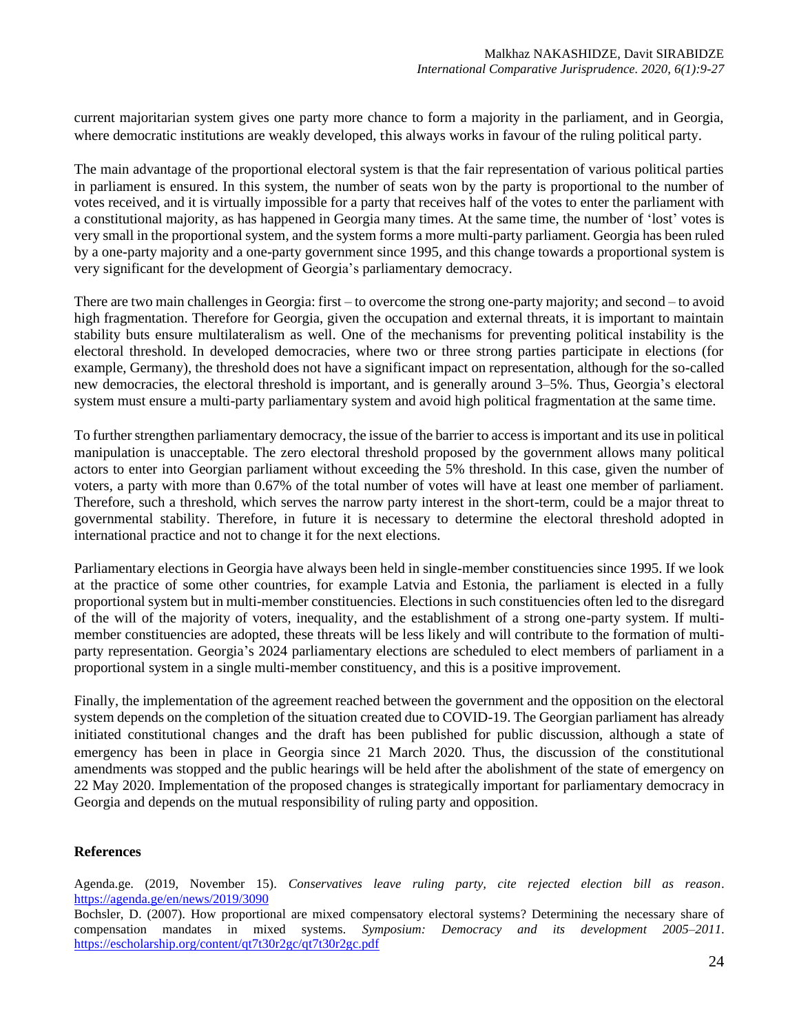current majoritarian system gives one party more chance to form a majority in the parliament, and in Georgia, where democratic institutions are weakly developed, this always works in favour of the ruling political party.

The main advantage of the proportional electoral system is that the fair representation of various political parties in parliament is ensured. In this system, the number of seats won by the party is proportional to the number of votes received, and it is virtually impossible for a party that receives half of the votes to enter the parliament with a constitutional majority, as has happened in Georgia many times. At the same time, the number of 'lost' votes is very small in the proportional system, and the system forms a more multi-party parliament. Georgia has been ruled by a one-party majority and a one-party government since 1995, and this change towards a proportional system is very significant for the development of Georgia's parliamentary democracy.

There are two main challenges in Georgia: first – to overcome the strong one-party majority; and second – to avoid high fragmentation. Therefore for Georgia, given the occupation and external threats, it is important to maintain stability buts ensure multilateralism as well. One of the mechanisms for preventing political instability is the electoral threshold. In developed democracies, where two or three strong parties participate in elections (for example, Germany), the threshold does not have a significant impact on representation, although for the so-called new democracies, the electoral threshold is important, and is generally around 3–5%. Thus, Georgia's electoral system must ensure a multi-party parliamentary system and avoid high political fragmentation at the same time.

To further strengthen parliamentary democracy, the issue of the barrier to access is important and its use in political manipulation is unacceptable. The zero electoral threshold proposed by the government allows many political actors to enter into Georgian parliament without exceeding the 5% threshold. In this case, given the number of voters, a party with more than 0.67% of the total number of votes will have at least one member of parliament. Therefore, such a threshold, which serves the narrow party interest in the short-term, could be a major threat to governmental stability. Therefore, in future it is necessary to determine the electoral threshold adopted in international practice and not to change it for the next elections.

Parliamentary elections in Georgia have always been held in single-member constituencies since 1995. If we look at the practice of some other countries, for example Latvia and Estonia, the parliament is elected in a fully proportional system but in multi-member constituencies. Elections in such constituencies often led to the disregard of the will of the majority of voters, inequality, and the establishment of a strong one-party system. If multi-member constituencies are adopted, these threats will be less likely and will contribute to the formation of multi-party representation. Georgia's 2024 parliamentary elections are scheduled to elect members of parliament in a proportional system in a single multi-member constituency, and this is a positive improvement.

Finally, the implementation of the agreement reached between the government and the opposition on the electoral system depends on the completion of the situation created due to COVID-19. The Georgian parliament has already initiated constitutional changes and the draft has been published for public discussion, although a state of emergency has been in place in Georgia since 21 March 2020. Thus, the discussion of the constitutional amendments was stopped and the public hearings will be held after the abolishment of the state of emergency on 22 May 2020. Implementation of the proposed changes is strategically important for parliamentary democracy in Georgia and depends on the mutual responsibility of ruling party and opposition.

## References

Agenda.ge. (2019, November 15). *Conservatives leave ruling party, cite rejected election bill as reason*. https://agenda.ge/en/news/2019/3090

Bochsler, D. (2007). How proportional are mixed compensatory electoral systems? Determining the necessary share of compensation mandates in mixed systems. *Symposium: Democracy and its development 2005–2011*. https://escholarship.org/content/qt7t30r2gc/qt7t30r2gc.pdf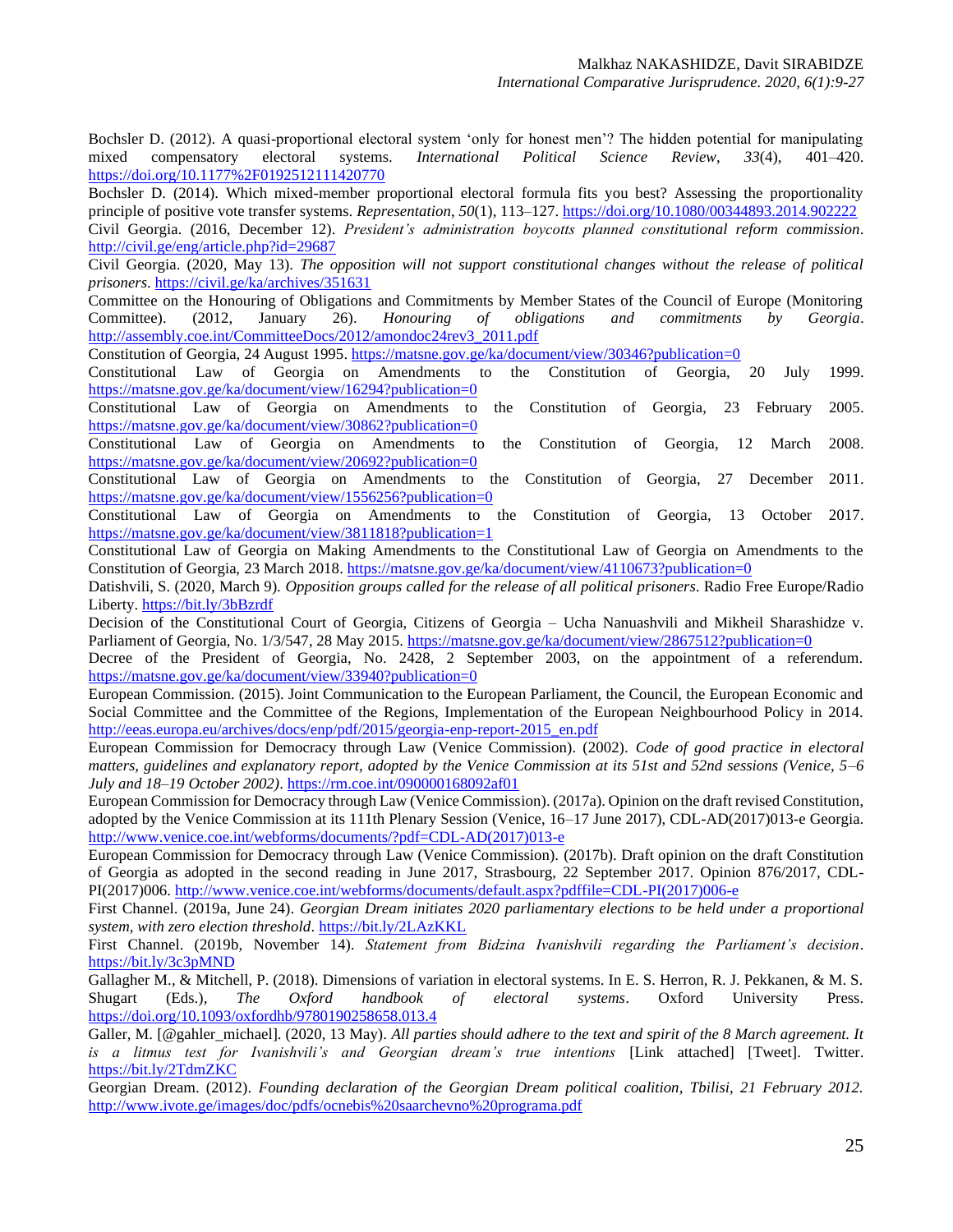Bochsler D. (2012). A quasi-proportional electoral system 'only for honest men'? The hidden potential for manipulating mixed compensatory electoral systems. *International Political Science Review*, *33*(4), 401–420. https://doi.org/10.1177%2F0192512111420770

Bochsler D. (2014). Which mixed-member proportional electoral formula fits you best? Assessing the proportionality principle of positive vote transfer systems. *Representation*, *50*(1), 113–127. https://doi.org/10.1080/00344893.2014.902222

Civil Georgia. (2016, December 12). *President's administration boycotts planned constitutional reform commission*. http://civil.ge/eng/article.php?id=29687

Civil Georgia. (2020, May 13). *The opposition will not support constitutional changes without the release of political prisoners*. https://civil.ge/ka/archives/351631

Committee on the Honouring of Obligations and Commitments by Member States of the Council of Europe (Monitoring Committee). (2012, January 26). *Honouring of obligations and commitments by Georgia*. http://assembly.coe.int/CommitteeDocs/2012/amondoc24rev3_2011.pdf

Constitution of Georgia, 24 August 1995. https://matsne.gov.ge/ka/document/view/30346?publication=0

Constitutional Law of Georgia on Amendments to the Constitution of Georgia, 20 July 1999. https://matsne.gov.ge/ka/document/view/16294?publication=0

Constitutional Law of Georgia on Amendments to the Constitution of Georgia, 23 February 2005. https://matsne.gov.ge/ka/document/view/30862?publication=0

Constitutional Law of Georgia on Amendments to the Constitution of Georgia, 12 March 2008. https://matsne.gov.ge/ka/document/view/20692?publication=0

Constitutional Law of Georgia on Amendments to the Constitution of Georgia, 27 December 2011. https://matsne.gov.ge/ka/document/view/1556256?publication=0

Constitutional Law of Georgia on Amendments to the Constitution of Georgia, 13 October 2017. https://matsne.gov.ge/ka/document/view/3811818?publication=1

Constitutional Law of Georgia on Making Amendments to the Constitutional Law of Georgia on Amendments to the Constitution of Georgia, 23 March 2018. https://matsne.gov.ge/ka/document/view/4110673?publication=0

Datishvili, S. (2020, March 9). *Opposition groups called for the release of all political prisoners*. Radio Free Europe/Radio Liberty. https://bit.ly/3bBzrdf

Decision of the Constitutional Court of Georgia, Citizens of Georgia – Ucha Nanuashvili and Mikheil Sharashidze v. Parliament of Georgia, No. 1/3/547, 28 May 2015. https://matsne.gov.ge/ka/document/view/2867512?publication=0

Decree of the President of Georgia, No. 2428, 2 September 2003, on the appointment of a referendum. https://matsne.gov.ge/ka/document/view/33940?publication=0

European Commission. (2015). Joint Communication to the European Parliament, the Council, the European Economic and Social Committee and the Committee of the Regions, Implementation of the European Neighbourhood Policy in 2014. http://eeas.europa.eu/archives/docs/enp/pdf/2015/georgia-enp-report-2015_en.pdf

European Commission for Democracy through Law (Venice Commission). (2002). *Code of good practice in electoral matters, guidelines and explanatory report, adopted by the Venice Commission at its 51st and 52nd sessions (Venice, 5–6 July and 18–19 October 2002)*. https://rm.coe.int/090000168092af01

European Commission for Democracy through Law (Venice Commission). (2017a). Opinion on the draft revised Constitution, adopted by the Venice Commission at its 111th Plenary Session (Venice, 16–17 June 2017), CDL-AD(2017)013-e Georgia. http://www.venice.coe.int/webforms/documents/?pdf=CDL-AD(2017)013-e

European Commission for Democracy through Law (Venice Commission). (2017b). Draft opinion on the draft Constitution of Georgia as adopted in the second reading in June 2017, Strasbourg, 22 September 2017. Opinion 876/2017, CDL-PI(2017)006. http://www.venice.coe.int/webforms/documents/default.aspx?pdffile=CDL-PI(2017)006-e

First Channel. (2019a, June 24). *Georgian Dream initiates 2020 parliamentary elections to be held under a proportional system, with zero election threshold*. https://bit.ly/2LAzKKL

First Channel. (2019b, November 14). *Statement from Bidzina Ivanishvili regarding the Parliament's decision*. https://bit.ly/3c3pMND

Gallagher M., & Mitchell, P. (2018). Dimensions of variation in electoral systems. In E. S. Herron, R. J. Pekkanen, & M. S. Shugart (Eds.), *The Oxford handbook of electoral systems*. Oxford University Press. https://doi.org/10.1093/oxfordhb/9780190258658.013.4

Galler, M. [@gahler_michael]. (2020, 13 May). *All parties should adhere to the text and spirit of the 8 March agreement. It is a litmus test for Ivanishvili's and Georgian dream's true intentions* [Link attached] [Tweet]. Twitter. https://bit.ly/2TdmZKC

Georgian Dream. (2012). *Founding declaration of the Georgian Dream political coalition, Tbilisi, 21 February 2012.* http://www.ivote.ge/images/doc/pdfs/ocnebis%20saarchevno%20programa.pdf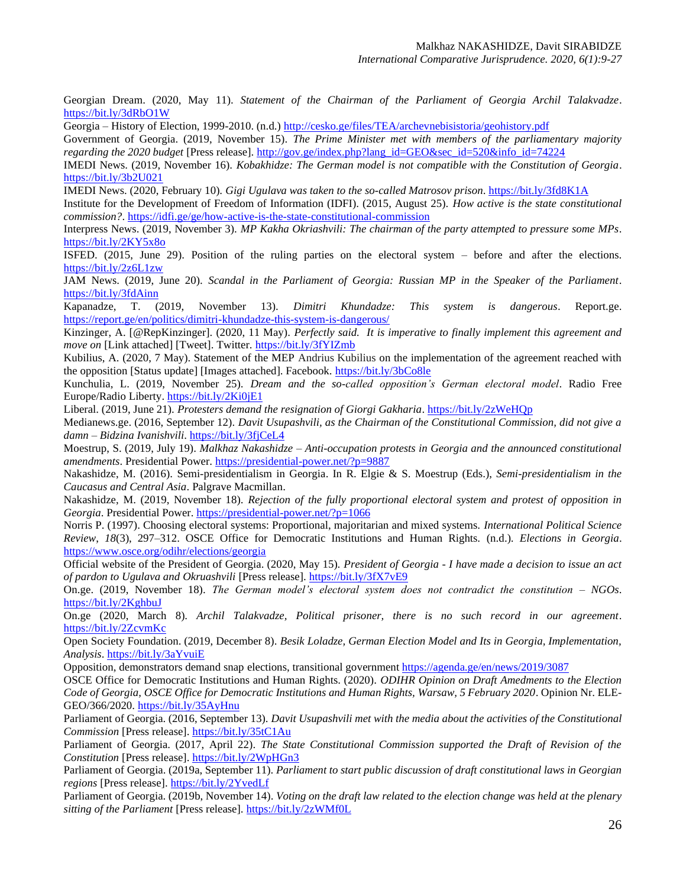Georgian Dream. (2020, May 11). *Statement of the Chairman of the Parliament of Georgia Archil Talakvadze*. https://bit.ly/3dRbO1W

Georgia – History of Election, 1999-2010. (n.d.) http://cesko.ge/files/TEA/archevnebisistoria/geohistory.pdf

Government of Georgia. (2019, November 15). *The Prime Minister met with members of the parliamentary majority regarding the 2020 budget* [Press release]. http://gov.ge/index.php?lang_id=GEO&sec_id=520&info_id=74224

IMEDI News. (2019, November 16). *Kobakhidze: The German model is not compatible with the Constitution of Georgia*. https://bit.ly/3b2U021

IMEDI News. (2020, February 10). *Gigi Ugulava was taken to the so-called Matrosov prison*. https://bit.ly/3fd8K1A

Institute for the Development of Freedom of Information (IDFI). (2015, August 25). *How active is the state constitutional commission?*. https://idfi.ge/ge/how-active-is-the-state-constitutional-commission

Interpress News. (2019, November 3). *MP Kakha Okriashvili: The chairman of the party attempted to pressure some MPs*. https://bit.ly/2KY5x8o

ISFED. (2015, June 29). Position of the ruling parties on the electoral system – before and after the elections. https://bit.ly/2z6L1zw

JAM News. (2019, June 20). *Scandal in the Parliament of Georgia: Russian MP in the Speaker of the Parliament*. https://bit.ly/3fdAinn

Kapanadze, T. (2019, November 13). *Dimitri Khundadze: This system is dangerous*. Report.ge. https://report.ge/en/politics/dimitri-khundadze-this-system-is-dangerous/

Kinzinger, A. [@RepKinzinger]. (2020, 11 May). *Perfectly said. It is imperative to finally implement this agreement and move on* [Link attached] [Tweet]. Twitter. https://bit.ly/3fYIZmb

Kubilius, A. (2020, 7 May). Statement of the MEP Andrius Kubilius on the implementation of the agreement reached with the opposition [Status update] [Images attached]. Facebook. https://bit.ly/3bCo8le

Kunchulia, L. (2019, November 25). *Dream and the so-called opposition's German electoral model*. Radio Free Europe/Radio Liberty. https://bit.ly/2Ki0jE1

Liberal. (2019, June 21). *Protesters demand the resignation of Giorgi Gakharia*. https://bit.ly/2zWeHQp

Medianews.ge. (2016, September 12). *Davit Usupashvili, as the Chairman of the Constitutional Commission, did not give a damn – Bidzina Ivanishvili*. https://bit.ly/3fjCeL4

Moestrup, S. (2019, July 19). *Malkhaz Nakashidze – Anti-occupation protests in Georgia and the announced constitutional amendments*. Presidential Power. https://presidential-power.net/?p=9887

Nakashidze, M. (2016). Semi-presidentialism in Georgia. In R. Elgie & S. Moestrup (Eds.), *Semi-presidentialism in the Caucasus and Central Asia*. Palgrave Macmillan.

Nakashidze, M. (2019, November 18). *Rejection of the fully proportional electoral system and protest of opposition in Georgia*. Presidential Power. https://presidential-power.net/?p=1066

Norris P. (1997). Choosing electoral systems: Proportional, majoritarian and mixed systems. *International Political Science Review*, *18*(3), 297–312. OSCE Office for Democratic Institutions and Human Rights. (n.d.). *Elections in Georgia*. https://www.osce.org/odihr/elections/georgia

Official website of the President of Georgia. (2020, May 15). *President of Georgia - I have made a decision to issue an act of pardon to Ugulava and Okruashvili* [Press release]. https://bit.ly/3fX7vE9

On.ge. (2019, November 18). *The German model's electoral system does not contradict the constitution – NGOs*. https://bit.ly/2KghbuJ

On.ge (2020, March 8). *Archil Talakvadze, Political prisoner, there is no such record in our agreement*. https://bit.ly/2ZcvmKc

Open Society Foundation. (2019, December 8). *Besik Loladze, German Election Model and Its in Georgia, Implementation, Analysis*. https://bit.ly/3aYvuiE

Opposition, demonstrators demand snap elections, transitional government https://agenda.ge/en/news/2019/3087

OSCE Office for Democratic Institutions and Human Rights. (2020). *ODIHR Opinion on Draft Amedments to the Election Code of Georgia, OSCE Office for Democratic Institutions and Human Rights, Warsaw, 5 February 2020*. Opinion Nr. ELE-GEO/366/2020. https://bit.ly/35AyHnu

Parliament of Georgia. (2016, September 13). *Davit Usupashvili met with the media about the activities of the Constitutional Commission* [Press release]. https://bit.ly/35tC1Au

Parliament of Georgia. (2017, April 22). *The State Constitutional Commission supported the Draft of Revision of the Constitution* [Press release]. https://bit.ly/2WpHGn3

Parliament of Georgia. (2019a, September 11). *Parliament to start public discussion of draft constitutional laws in Georgian regions* [Press release]. https://bit.ly/2YvedLf

Parliament of Georgia. (2019b, November 14). *Voting on the draft law related to the election change was held at the plenary sitting of the Parliament* [Press release]. https://bit.ly/2zWMf0L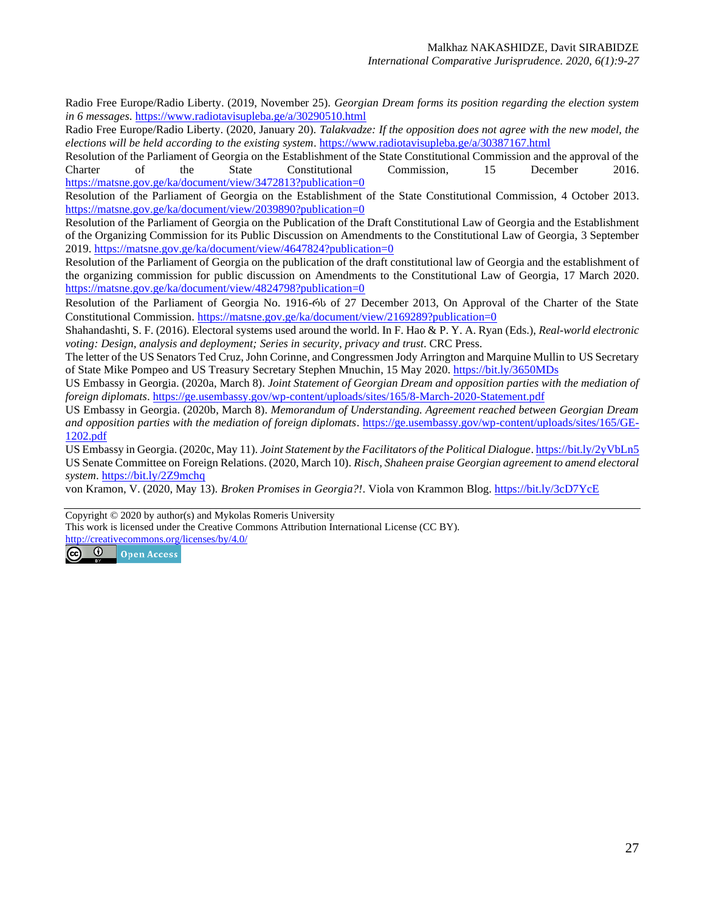Radio Free Europe/Radio Liberty. (2019, November 25). *Georgian Dream forms its position regarding the election system in 6 messages*. https://www.radiotavisupleba.ge/a/30290510.html

Radio Free Europe/Radio Liberty. (2020, January 20). *Talakvadze: If the opposition does not agree with the new model, the elections will be held according to the existing system*. https://www.radiotavisupleba.ge/a/30387167.html

Resolution of the Parliament of Georgia on the Establishment of the State Constitutional Commission and the approval of the Charter of the State Constitutional Commission, 15 December 2016. https://matsne.gov.ge/ka/document/view/3472813?publication=0

Resolution of the Parliament of Georgia on the Establishment of the State Constitutional Commission, 4 October 2013. https://matsne.gov.ge/ka/document/view/2039890?publication=0

Resolution of the Parliament of Georgia on the Publication of the Draft Constitutional Law of Georgia and the Establishment of the Organizing Commission for its Public Discussion on Amendments to the Constitutional Law of Georgia, 3 September 2019. https://matsne.gov.ge/ka/document/view/4647824?publication=0

Resolution of the Parliament of Georgia on the publication of the draft constitutional law of Georgia and the establishment of the organizing commission for public discussion on Amendments to the Constitutional Law of Georgia, 17 March 2020. https://matsne.gov.ge/ka/document/view/4824798?publication=0

Resolution of the Parliament of Georgia No. 1916-რს of 27 December 2013, On Approval of the Charter of the State Constitutional Commission. https://matsne.gov.ge/ka/document/view/2169289?publication=0

Shahandashti, S. F. (2016). Electoral systems used around the world. In F. Hao & P. Y. A. Ryan (Eds.), *Real-world electronic voting: Design, analysis and deployment; Series in security, privacy and trust*. CRC Press.

The letter of the US Senators Ted Cruz, John Corinne, and Congressmen Jody Arrington and Marquine Mullin to US Secretary of State Mike Pompeo and US Treasury Secretary Stephen Mnuchin, 15 May 2020. https://bit.ly/3650MDs

US Embassy in Georgia. (2020a, March 8). *Joint Statement of Georgian Dream and opposition parties with the mediation of foreign diplomats*. https://ge.usembassy.gov/wp-content/uploads/sites/165/8-March-2020-Statement.pdf

US Embassy in Georgia. (2020b, March 8). *Memorandum of Understanding. Agreement reached between Georgian Dream and opposition parties with the mediation of foreign diplomats*. https://ge.usembassy.gov/wp-content/uploads/sites/165/GE-1202.pdf

US Embassy in Georgia. (2020c, May 11). *Joint Statement by the Facilitators of the Political Dialogue*. https://bit.ly/2yVbLn5

US Senate Committee on Foreign Relations. (2020, March 10). *Risch, Shaheen praise Georgian agreement to amend electoral system*. https://bit.ly/2Z9mchq

von Kramon, V. (2020, May 13). *Broken Promises in Georgia?!*. Viola von Krammon Blog. https://bit.ly/3cD7YcE

---

Copyright © 2020 by author(s) and Mykolas Romeris University
This work is licensed under the Creative Commons Attribution International License (CC BY).
http://creativecommons.org/licenses/by/4.0/

Open Access